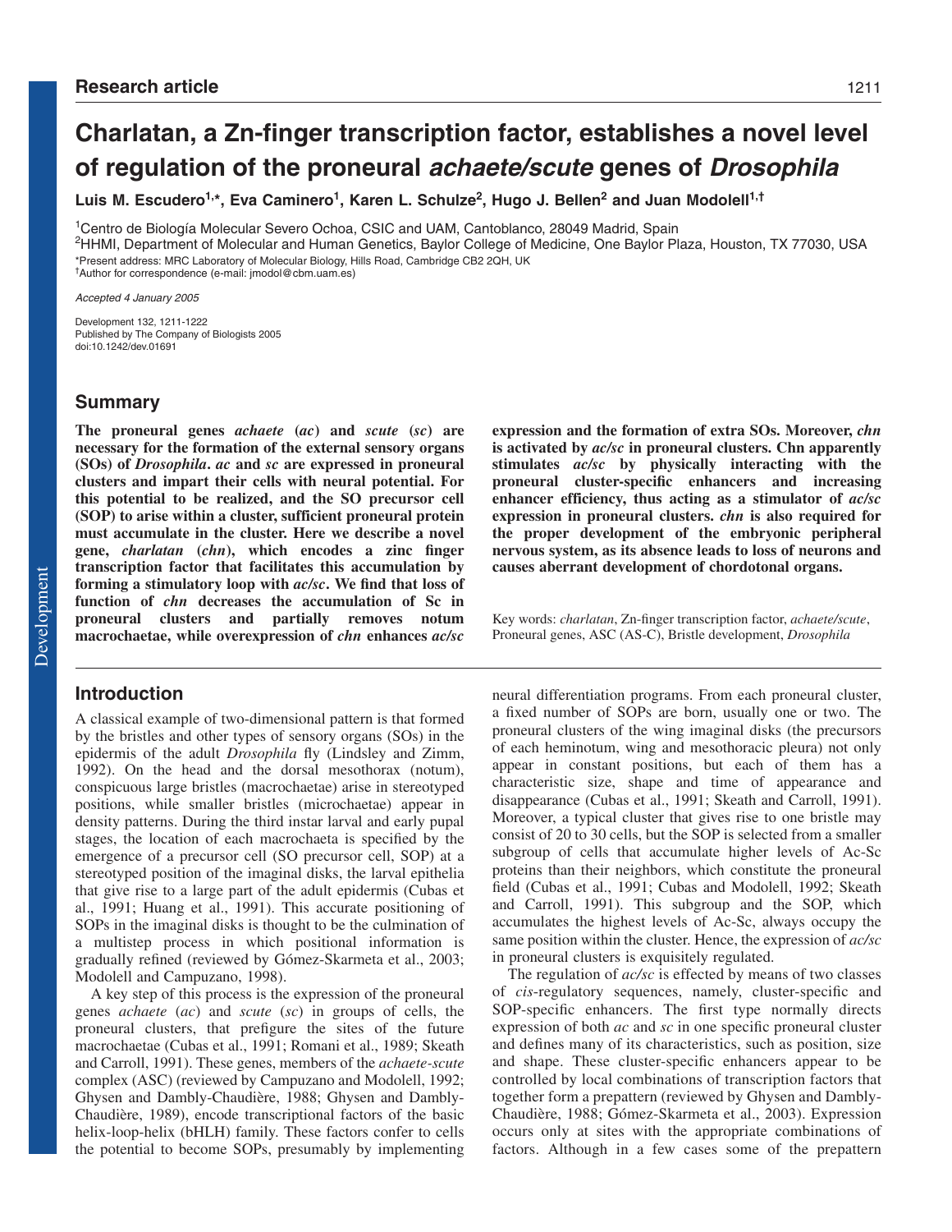# Charlatan, a Zn-finger transcription factor, establishes a novel level of regulation of the proneural *achaete/scute* genes of *Drosophila*

**Luis M. Escudero[1,*], Eva Caminero[1], Karen L. Schulze[2], Hugo J. Bellen[2] and Juan Modolell[1,†]**

[1]Centro de Biología Molecular Severo Ochoa, CSIC and UAM, Cantoblanco, 28049 Madrid, Spain
[2]HHMI, Department of Molecular and Human Genetics, Baylor College of Medicine, One Baylor Plaza, Houston, TX 77030, USA
*Present address: MRC Laboratory of Molecular Biology, Hills Road, Cambridge CB2 2QH, UK
†Author for correspondence (e-mail: jmodol@cbm.uam.es)

*Accepted 4 January 2005*

Development 132, 1211-1222
Published by The Company of Biologists 2005
doi:10.1242/dev.01691

## Summary

**The proneural genes *achaete* (*ac*) and *scute* (*sc*) are necessary for the formation of the external sensory organs (SOs) of *Drosophila*. *ac* and *sc* are expressed in proneural clusters and impart their cells with neural potential. For this potential to be realized, and the SO precursor cell (SOP) to arise within a cluster, sufficient proneural protein must accumulate in the cluster. Here we describe a novel gene, *charlatan* (*chn*), which encodes a zinc finger transcription factor that facilitates this accumulation by forming a stimulatory loop with *ac/sc*. We find that loss of function of *chn* decreases the accumulation of Sc in proneural clusters and partially removes notum macrochaetae, while overexpression of *chn* enhances *ac/sc* expression and the formation of extra SOs. Moreover, *chn* is activated by *ac/sc* in proneural clusters. Chn apparently stimulates *ac/sc* by physically interacting with the proneural cluster-specific enhancers and increasing enhancer efficiency, thus acting as a stimulator of *ac/sc* expression in proneural clusters. *chn* is also required for the proper development of the embryonic peripheral nervous system, as its absence leads to loss of neurons and causes aberrant development of chordotonal organs.**

Key words: *charlatan*, Zn-finger transcription factor, *achaete/scute*, Proneural genes, ASC (AS-C), Bristle development, *Drosophila*

## Introduction

A classical example of two-dimensional pattern is that formed by the bristles and other types of sensory organs (SOs) in the epidermis of the adult *Drosophila* fly (Lindsley and Zimm, 1992). On the head and the dorsal mesothorax (notum), conspicuous large bristles (macrochaetae) arise in stereotyped positions, while smaller bristles (microchaetae) appear in density patterns. During the third instar larval and early pupal stages, the location of each macrochaeta is specified by the emergence of a precursor cell (SO precursor cell, SOP) at a stereotyped position of the imaginal disks, the larval epithelia that give rise to a large part of the adult epidermis (Cubas et al., 1991; Huang et al., 1991). This accurate positioning of SOPs in the imaginal disks is thought to be the culmination of a multistep process in which positional information is gradually refined (reviewed by Gómez-Skarmeta et al., 2003; Modolell and Campuzano, 1998).

A key step of this process is the expression of the proneural genes *achaete* (*ac*) and *scute* (*sc*) in groups of cells, the proneural clusters, that prefigure the sites of the future macrochaetae (Cubas et al., 1991; Romani et al., 1989; Skeath and Carroll, 1991). These genes, members of the *achaete-scute* complex (ASC) (reviewed by Campuzano and Modolell, 1992; Ghysen and Dambly-Chaudière, 1988; Ghysen and Dambly-Chaudière, 1989), encode transcriptional factors of the basic helix-loop-helix (bHLH) family. These factors confer to cells the potential to become SOPs, presumably by implementing neural differentiation programs. From each proneural cluster, a fixed number of SOPs are born, usually one or two. The proneural clusters of the wing imaginal disks (the precursors of each heminotum, wing and mesothoracic pleura) not only appear in constant positions, but each of them has a characteristic size, shape and time of appearance and disappearance (Cubas et al., 1991; Skeath and Carroll, 1991). Moreover, a typical cluster that gives rise to one bristle may consist of 20 to 30 cells, but the SOP is selected from a smaller subgroup of cells that accumulate higher levels of Ac-Sc proteins than their neighbors, which constitute the proneural field (Cubas et al., 1991; Cubas and Modolell, 1992; Skeath and Carroll, 1991). This subgroup and the SOP, which accumulates the highest levels of Ac-Sc, always occupy the same position within the cluster. Hence, the expression of *ac/sc* in proneural clusters is exquisitely regulated.

The regulation of *ac/sc* is effected by means of two classes of *cis*-regulatory sequences, namely, cluster-specific and SOP-specific enhancers. The first type normally directs expression of both *ac* and *sc* in one specific proneural cluster and defines many of its characteristics, such as position, size and shape. These cluster-specific enhancers appear to be controlled by local combinations of transcription factors that together form a prepattern (reviewed by Ghysen and Dambly-Chaudière, 1988; Gómez-Skarmeta et al., 2003). Expression occurs only at sites with the appropriate combinations of factors. Although in a few cases some of the prepattern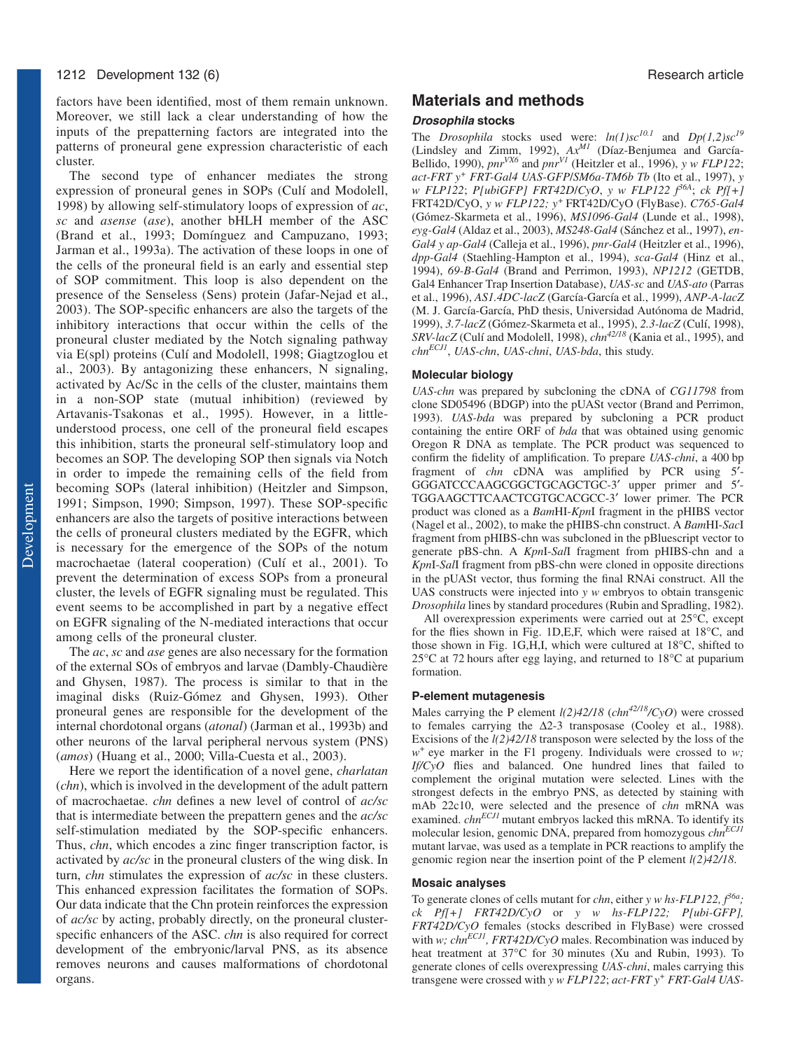factors have been identified, most of them remain unknown. Moreover, we still lack a clear understanding of how the inputs of the prepatterning factors are integrated into the patterns of proneural gene expression characteristic of each cluster.

The second type of enhancer mediates the strong expression of proneural genes in SOPs (Culí and Modolell, 1998) by allowing self-stimulatory loops of expression of *ac*, *sc* and *asense* (*ase*), another bHLH member of the ASC (Brand et al., 1993; Domínguez and Campuzano, 1993; Jarman et al., 1993a). The activation of these loops in one of the cells of the proneural field is an early and essential step of SOP commitment. This loop is also dependent on the presence of the Senseless (Sens) protein (Jafar-Nejad et al., 2003). The SOP-specific enhancers are also the targets of the inhibitory interactions that occur within the cells of the proneural cluster mediated by the Notch signaling pathway via E(spl) proteins (Culí and Modolell, 1998; Giagtzoglou et al., 2003). By antagonizing these enhancers, N signaling, activated by Ac/Sc in the cells of the cluster, maintains them in a non-SOP state (mutual inhibition) (reviewed by Artavanis-Tsakonas et al., 1995). However, in a little-understood process, one cell of the proneural field escapes this inhibition, starts the proneural self-stimulatory loop and becomes an SOP. The developing SOP then signals via Notch in order to impede the remaining cells of the field from becoming SOPs (lateral inhibition) (Heitzler and Simpson, 1991; Simpson, 1990; Simpson, 1997). These SOP-specific enhancers are also the targets of positive interactions between the cells of proneural clusters mediated by the EGFR, which is necessary for the emergence of the SOPs of the notum macrochaetae (lateral cooperation) (Culí et al., 2001). To prevent the determination of excess SOPs from a proneural cluster, the levels of EGFR signaling must be regulated. This event seems to be accomplished in part by a negative effect on EGFR signaling of the N-mediated interactions that occur among cells of the proneural cluster.

The *ac*, *sc* and *ase* genes are also necessary for the formation of the external SOs of embryos and larvae (Dambly-Chaudière and Ghysen, 1987). The process is similar to that in the imaginal disks (Ruiz-Gómez and Ghysen, 1993). Other proneural genes are responsible for the development of the internal chordotonal organs (*atonal*) (Jarman et al., 1993b) and other neurons of the larval peripheral nervous system (PNS) (*amos*) (Huang et al., 2000; Villa-Cuesta et al., 2003).

Here we report the identification of a novel gene, *charlatan* (*chn*), which is involved in the development of the adult pattern of macrochaetae. *chn* defines a new level of control of *ac/sc* that is intermediate between the prepattern genes and the *ac/sc* self-stimulation mediated by the SOP-specific enhancers. Thus, *chn*, which encodes a zinc finger transcription factor, is activated by *ac/sc* in the proneural clusters of the wing disk. In turn, *chn* stimulates the expression of *ac/sc* in these clusters. This enhanced expression facilitates the formation of SOPs. Our data indicate that the Chn protein reinforces the expression of *ac/sc* by acting, probably directly, on the proneural cluster-specific enhancers of the ASC. *chn* is also required for correct development of the embryonic/larval PNS, as its absence removes neurons and causes malformations of chordotonal organs.

## Materials and methods

### *Drosophila* stocks

The *Drosophila* stocks used were: *ln(1)sc$^{10.1}$* and *Dp(1,2)sc$^{19}$* (Lindsley and Zimm, 1992), *Ax$^{M1}$* (Díaz-Benjumea and García-Bellido, 1990), *pnr$^{VX6}$* and *pnr$^{V1}$* (Heitzler et al., 1996), *y w FLP122*; *act-FRT y$^+$ FRT-Gal4 UAS-GFP/SM6a-TM6b Tb* (Ito et al., 1997), *y w FLP122*; *P[ubiGFP] FRT42D/CyO*, *y w FLP122 f$^{36A}$*; *ck Pf[+]* FRT42D/CyO, *y w FLP122; y$^+$* FRT42D/CyO (FlyBase). *C765-Gal4* (Gómez-Skarmeta et al., 1996), *MS1096-Gal4* (Lunde et al., 1998), *eyg-Gal4* (Aldaz et al., 2003), *MS248-Gal4* (Sánchez et al., 1997), *en-Gal4 y ap-Gal4* (Calleja et al., 1996), *pnr-Gal4* (Heitzler et al., 1996), *dpp-Gal4* (Staehling-Hampton et al., 1994), *sca-Gal4* (Hinz et al., 1994), *69-B-Gal4* (Brand and Perrimon, 1993), *NP1212* (GETDB, Gal4 Enhancer Trap Insertion Database), *UAS-sc* and *UAS-ato* (Parras et al., 1996), *AS1.4DC-lacZ* (García-García et al., 1999), *ANP-A-lacZ* (M. J. García-García, PhD thesis, Universidad Autónoma de Madrid, 1999), *3.7-lacZ* (Gómez-Skarmeta et al., 1995), *2.3-lacZ* (Culí, 1998), *SRV-lacZ* (Culí and Modolell, 1998), *chn$^{42/18}$* (Kania et al., 1995), and *chn$^{ECJ1}$*, *UAS-chn*, *UAS-chni*, *UAS-bda*, this study.

### Molecular biology

*UAS-chn* was prepared by subcloning the cDNA of *CG11798* from clone SD05496 (BDGP) into the pUASt vector (Brand and Perrimon, 1993). *UAS-bda* was prepared by subcloning a PCR product containing the entire ORF of *bda* that was obtained using genomic Oregon R DNA as template. The PCR product was sequenced to confirm the fidelity of amplification. To prepare *UAS-chni*, a 400 bp fragment of *chn* cDNA was amplified by PCR using 5′-GGGATCCCAAGCGGCTGCAGCTGC-3′ upper primer and 5′-TGGAAGCTTCAACTCGTGCACGCC-3′ lower primer. The PCR product was cloned as a *Bam*HI-*Kpn*I fragment in the pHIBS vector (Nagel et al., 2002), to make the pHIBS-chn construct. A *Bam*HI-*Sac*I fragment from pHIBS-chn was subcloned in the pBluescript vector to generate pBS-chn. A *Kpn*I-*Sal*I fragment from pHIBS-chn and a *Kpn*I-*Sal*I fragment from pBS-chn were cloned in opposite directions in the pUASt vector, thus forming the final RNAi construct. All the UAS constructs were injected into *y w* embryos to obtain transgenic *Drosophila* lines by standard procedures (Rubin and Spradling, 1982).

All overexpression experiments were carried out at 25°C, except for the flies shown in Fig. 1D,E,F, which were raised at 18°C, and those shown in Fig. 1G,H,I, which were cultured at 18°C, shifted to 25°C at 72 hours after egg laying, and returned to 18°C at puparium formation.

### P-element mutagenesis

Males carrying the P element *l(2)42/18* (*chn$^{42/18}$/CyO*) were crossed to females carrying the Δ2-3 transposase (Cooley et al., 1988). Excisions of the *l(2)42/18* transposon were selected by the loss of the $w^+$ eye marker in the F1 progeny. Individuals were crossed to *w; If/CyO* flies and balanced. One hundred lines that failed to complement the original mutation were selected. Lines with the strongest defects in the embryo PNS, as detected by staining with mAb 22c10, were selected and the presence of *chn* mRNA was examined. *chn$^{ECJ1}$* mutant embryos lacked this mRNA. To identify its molecular lesion, genomic DNA, prepared from homozygous *chn$^{ECJ1}$* mutant larvae, was used as a template in PCR reactions to amplify the genomic region near the insertion point of the P element *l(2)42/18*.

### Mosaic analyses

To generate clones of cells mutant for *chn*, either *y w hs-FLP122, f$^{36a}$; ck Pf[+] FRT42D/CyO* or *y w hs-FLP122; P[ubi-GFP], FRT42D/CyO* females (stocks described in FlyBase) were crossed with *w; chn$^{ECJ1}$, FRT42D/CyO* males. Recombination was induced by heat treatment at 37°C for 30 minutes (Xu and Rubin, 1993). To generate clones of cells overexpressing *UAS-chni*, males carrying this transgene were crossed with *y w FLP122*; *act-FRT y$^+$ FRT-Gal4 UAS-*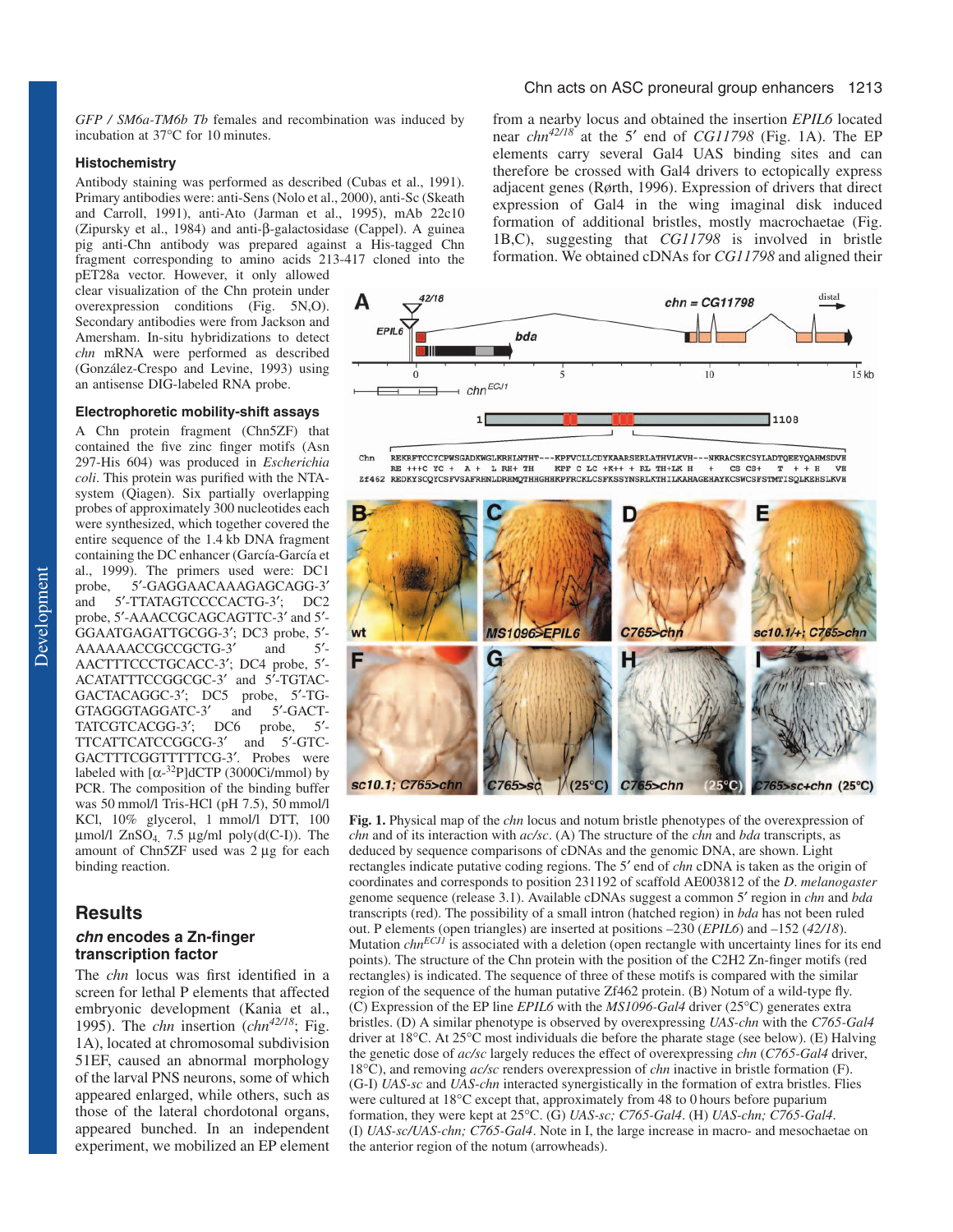GFP / SM6a-TM6b Tb females and recombination was induced by incubation at 37°C for 10 minutes.

### Histochemistry

Antibody staining was performed as described (Cubas et al., 1991). Primary antibodies were: anti-Sens (Nolo et al., 2000), anti-Sc (Skeath and Carroll, 1991), anti-Ato (Jarman et al., 1995), mAb 22c10 (Zipursky et al., 1984) and anti-β-galactosidase (Cappel). A guinea pig anti-Chn antibody was prepared against a His-tagged Chn fragment corresponding to amino acids 213-417 cloned into the pET28a vector. However, it only allowed clear visualization of the Chn protein under overexpression conditions (Fig. 5N,O). Secondary antibodies were from Jackson and Amersham. In-situ hybridizations to detect *chn* mRNA were performed as described (González-Crespo and Levine, 1993) using an antisense DIG-labeled RNA probe.

### Electrophoretic mobility-shift assays

A Chn protein fragment (Chn5ZF) that contained the five zinc finger motifs (Asn 297-His 604) was produced in *Escherichia coli*. This protein was purified with the NTA-system (Qiagen). Six partially overlapping probes of approximately 300 nucleotides each were synthesized, which together covered the entire sequence of the 1.4 kb DNA fragment containing the DC enhancer (García-García et al., 1999). The primers used were: DC1 probe, 5′-GAGGAACAAAGAGCAGG-3′ and 5′-TTATAGTCCCCACTG-3′; DC2 probe, 5′-AAACCGCAGCAGTTC-3′ and 5′-GGAATGAGATTGCGG-3′; DC3 probe, 5′-AAAAAACCGCCGCTG-3′ and 5′-AACTTTCCCTGCACC-3′; DC4 probe, 5′-ACATATTTCCGGCGC-3′ and 5′-TGTACGACTACAGGC-3′; DC5 probe, 5′-TGGTAGGGTAGGATC-3′ and 5′-GACTTATCGTCACGG-3′; DC6 probe, 5′-TTCATTCATCCGGCG-3′ and 5′-GTCGACTTTCGGTTTTTCG-3′. Probes were labeled with [α-$^{32}$P]dCTP (3000Ci/mmol) by PCR. The composition of the binding buffer was 50 mmol/l Tris-HCl (pH 7.5), 50 mmol/l KCl, 10% glycerol, 1 mmol/l DTT, 100 μmol/l $ZnSO_4$, 7.5 μg/ml poly(d(C-I)). The amount of Chn5ZF used was 2 μg for each binding reaction.

## Results

### *chn* encodes a Zn-finger transcription factor

The *chn* locus was first identified in a screen for lethal P elements that affected embryonic development (Kania et al., 1995). The *chn* insertion (*chn*$^{42/18}$; Fig. 1A), located at chromosomal subdivision 51EF, caused an abnormal morphology of the larval PNS neurons, some of which appeared enlarged, while others, such as those of the lateral chordotonal organs, appeared bunched. In an independent experiment, we mobilized an EP element from a nearby locus and obtained the insertion *EPIL6* located near *chn*$^{42/18}$ at the 5′ end of *CG11798* (Fig. 1A). The EP elements carry several Gal4 UAS binding sites and can therefore be crossed with Gal4 drivers to ectopically express adjacent genes (Rørth, 1996). Expression of drivers that direct expression of Gal4 in the wing imaginal disk induced formation of additional bristles, mostly macrochaetae (Fig. 1B,C), suggesting that *CG11798* is involved in bristle formation. We obtained cDNAs for *CG11798* and aligned their

**Fig. 1.** Physical map of the *chn* locus and notum bristle phenotypes of the overexpression of *chn* and of its interaction with *ac/sc*. (A) The structure of the *chn* and *bda* transcripts, as deduced by sequence comparisons of cDNAs and the genomic DNA, are shown. Light rectangles indicate putative coding regions. The 5′ end of *chn* cDNA is taken as the origin of coordinates and corresponds to position 231192 of scaffold AE003812 of the *D. melanogaster* genome sequence (release 3.1). Available cDNAs suggest a common 5′ region in *chn* and *bda* transcripts (red). The possibility of a small intron (hatched region) in *bda* has not been ruled out. P elements (open triangles) are inserted at positions –230 (*EPIL6*) and –152 (*42/18*). Mutation *chn*$^{ECJ1}$ is associated with a deletion (open rectangle with uncertainty lines for its end points). The structure of the Chn protein with the position of the C2H2 Zn-finger motifs (red rectangles) is indicated. The sequence of three of these motifs is compared with the similar region of the sequence of the human putative Zf462 protein. (B) Notum of a wild-type fly. (C) Expression of the EP line *EPIL6* with the *MS1096-Gal4* driver (25°C) generates extra bristles. (D) A similar phenotype is observed by overexpressing *UAS-chn* with the *C765-Gal4* driver at 18°C. At 25°C most individuals die before the pharate stage (see below). (E) Halving the genetic dose of *ac/sc* largely reduces the effect of overexpressing *chn* (*C765-Gal4* driver, 18°C), and removing *ac/sc* renders overexpression of *chn* inactive in bristle formation (F). (G-I) *UAS-sc* and *UAS-chn* interacted synergistically in the formation of extra bristles. Flies were cultured at 18°C except that, approximately from 48 to 0 hours before puparium formation, they were kept at 25°C. (G) *UAS-sc; C765-Gal4*. (H) *UAS-chn; C765-Gal4*. (I) *UAS-sc/UAS-chn; C765-Gal4*. Note in I, the large increase in macro- and mesochaetae on the anterior region of the notum (arrowheads).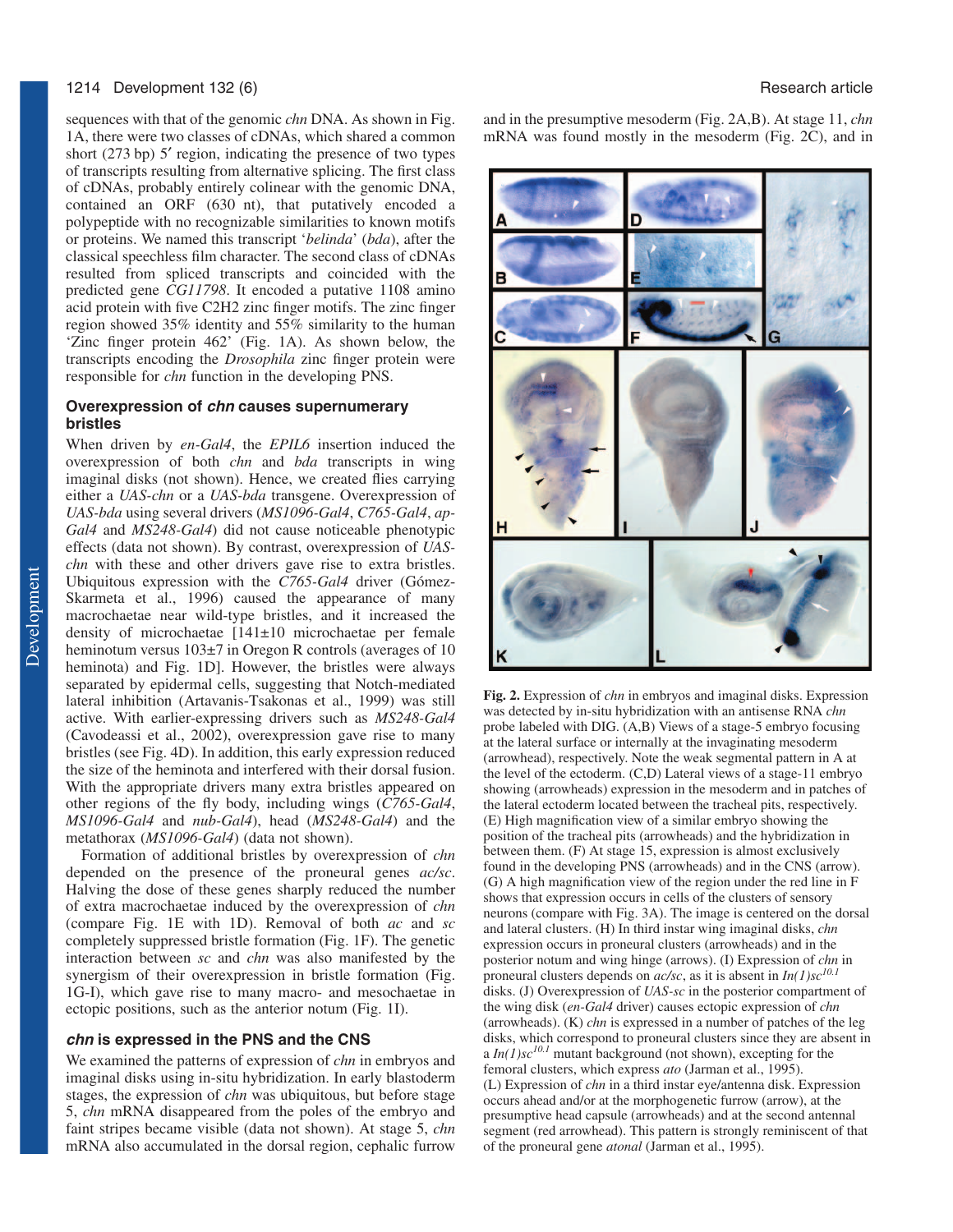sequences with that of the genomic *chn* DNA. As shown in Fig. 1A, there were two classes of cDNAs, which shared a common short (273 bp) 5′ region, indicating the presence of two types of transcripts resulting from alternative splicing. The first class of cDNAs, probably entirely colinear with the genomic DNA, contained an ORF (630 nt), that putatively encoded a polypeptide with no recognizable similarities to known motifs or proteins. We named this transcript '*belinda*' (*bda*), after the classical speechless film character. The second class of cDNAs resulted from spliced transcripts and coincided with the predicted gene *CG11798*. It encoded a putative 1108 amino acid protein with five C2H2 zinc finger motifs. The zinc finger region showed 35% identity and 55% similarity to the human 'Zinc finger protein 462' (Fig. 1A). As shown below, the transcripts encoding the *Drosophila* zinc finger protein were responsible for *chn* function in the developing PNS.

### Overexpression of *chn* causes supernumerary bristles

When driven by *en-Gal4*, the *EPIL6* insertion induced the overexpression of both *chn* and *bda* transcripts in wing imaginal disks (not shown). Hence, we created flies carrying either a *UAS-chn* or a *UAS-bda* transgene. Overexpression of *UAS-bda* using several drivers (*MS1096-Gal4*, *C765-Gal4*, *ap-Gal4* and *MS248-Gal4*) did not cause noticeable phenotypic effects (data not shown). By contrast, overexpression of *UAS-chn* with these and other drivers gave rise to extra bristles. Ubiquitous expression with the *C765-Gal4* driver (Gómez-Skarmeta et al., 1996) caused the appearance of many macrochaetae near wild-type bristles, and it increased the density of microchaetae [141±10 microchaetae per female heminotum versus 103±7 in Oregon R controls (averages of 10 heminota) and Fig. 1D]. However, the bristles were always separated by epidermal cells, suggesting that Notch-mediated lateral inhibition (Artavanis-Tsakonas et al., 1999) was still active. With earlier-expressing drivers such as *MS248-Gal4* (Cavodeassi et al., 2002), overexpression gave rise to many bristles (see Fig. 4D). In addition, this early expression reduced the size of the heminota and interfered with their dorsal fusion. With the appropriate drivers many extra bristles appeared on other regions of the fly body, including wings (*C765-Gal4*, *MS1096-Gal4* and *nub-Gal4*), head (*MS248-Gal4*) and the metathorax (*MS1096-Gal4*) (data not shown).

Formation of additional bristles by overexpression of *chn* depended on the presence of the proneural genes *ac/sc*. Halving the dose of these genes sharply reduced the number of extra macrochaetae induced by the overexpression of *chn* (compare Fig. 1E with 1D). Removal of both *ac* and *sc* completely suppressed bristle formation (Fig. 1F). The genetic interaction between *sc* and *chn* was also manifested by the synergism of their overexpression in bristle formation (Fig. 1G-I), which gave rise to many macro- and mesochaetae in ectopic positions, such as the anterior notum (Fig. 1I).

### *chn* is expressed in the PNS and the CNS

We examined the patterns of expression of *chn* in embryos and imaginal disks using in-situ hybridization. In early blastoderm stages, the expression of *chn* was ubiquitous, but before stage 5, *chn* mRNA disappeared from the poles of the embryo and faint stripes became visible (data not shown). At stage 5, *chn* mRNA also accumulated in the dorsal region, cephalic furrow and in the presumptive mesoderm (Fig. 2A,B). At stage 11, *chn* mRNA was found mostly in the mesoderm (Fig. 2C), and in

**Fig. 2.** Expression of *chn* in embryos and imaginal disks. Expression was detected by in-situ hybridization with an antisense RNA *chn* probe labeled with DIG. (A,B) Views of a stage-5 embryo focusing at the lateral surface or internally at the invaginating mesoderm (arrowhead), respectively. Note the weak segmental pattern in A at the level of the ectoderm. (C,D) Lateral views of a stage-11 embryo showing (arrowheads) expression in the mesoderm and in patches of the lateral ectoderm located between the tracheal pits, respectively. (E) High magnification view of a similar embryo showing the position of the tracheal pits (arrowheads) and the hybridization in between them. (F) At stage 15, expression is almost exclusively found in the developing PNS (arrowheads) and in the CNS (arrow). (G) A high magnification view of the region under the red line in F shows that expression occurs in cells of the clusters of sensory neurons (compare with Fig. 3A). The image is centered on the dorsal and lateral clusters. (H) In third instar wing imaginal disks, *chn* expression occurs in proneural clusters (arrowheads) and in the posterior notum and wing hinge (arrows). (I) Expression of *chn* in proneural clusters depends on *ac/sc*, as it is absent in *In(1)sc*$^{10.1}$ disks. (J) Overexpression of *UAS-sc* in the posterior compartment of the wing disk (*en-Gal4* driver) causes ectopic expression of *chn* (arrowheads). (K) *chn* is expressed in a number of patches of the leg disks, which correspond to proneural clusters since they are absent in a *In(1)sc*$^{10.1}$ mutant background (not shown), excepting for the femoral clusters, which express *ato* (Jarman et al., 1995). (L) Expression of *chn* in a third instar eye/antenna disk. Expression occurs ahead and/or at the morphogenetic furrow (arrow), at the presumptive head capsule (arrowheads) and at the second antennal segment (red arrowhead). This pattern is strongly reminiscent of that of the proneural gene *atonal* (Jarman et al., 1995).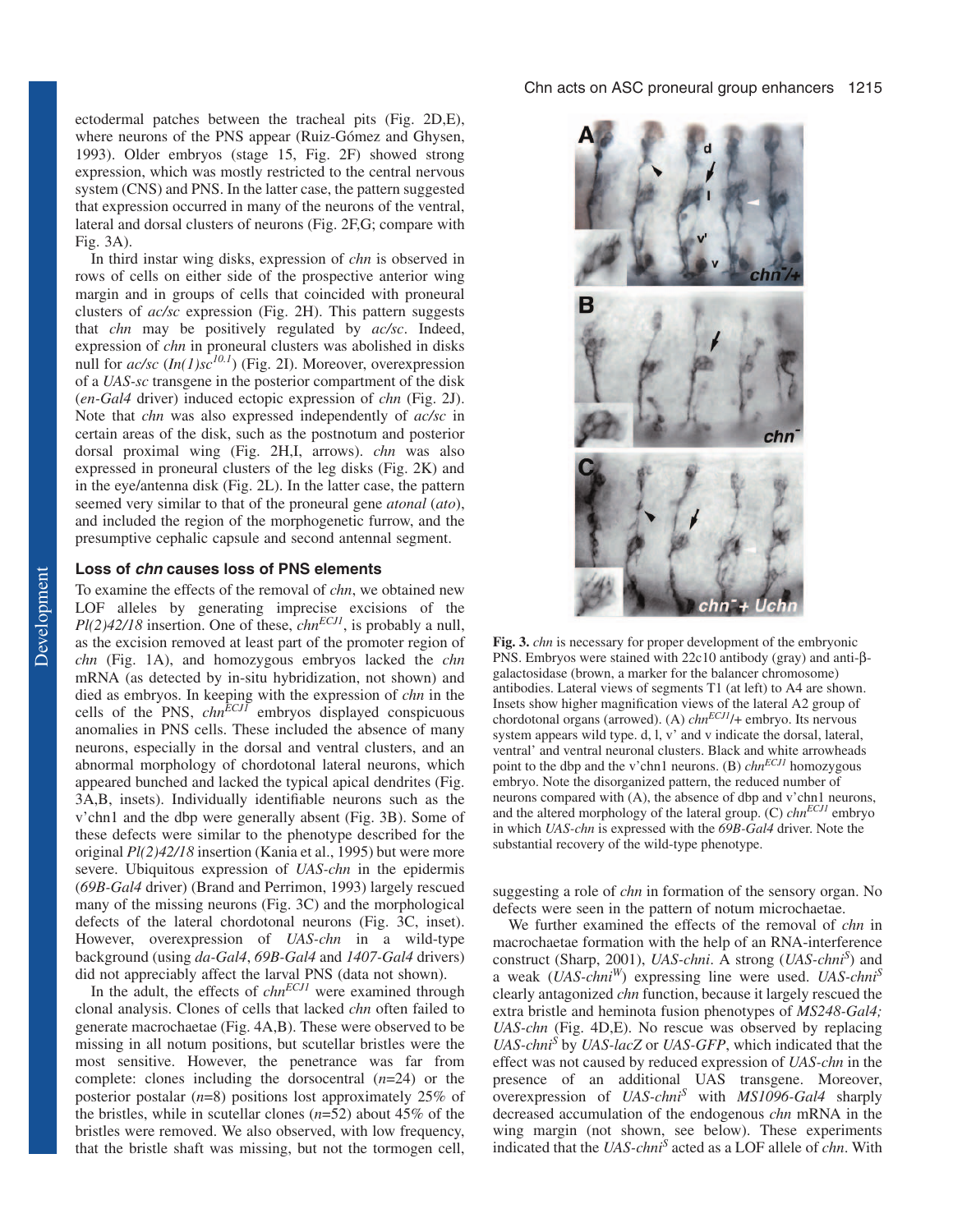ectodermal patches between the tracheal pits (Fig. 2D,E), where neurons of the PNS appear (Ruiz-Gómez and Ghysen, 1993). Older embryos (stage 15, Fig. 2F) showed strong expression, which was mostly restricted to the central nervous system (CNS) and PNS. In the latter case, the pattern suggested that expression occurred in many of the neurons of the ventral, lateral and dorsal clusters of neurons (Fig. 2F,G; compare with Fig. 3A).

In third instar wing disks, expression of *chn* is observed in rows of cells on either side of the prospective anterior wing margin and in groups of cells that coincided with proneural clusters of *ac/sc* expression (Fig. 2H). This pattern suggests that *chn* may be positively regulated by *ac/sc*. Indeed, expression of *chn* in proneural clusters was abolished in disks null for *ac/sc* (*In(1)sc*$^{10.1}$) (Fig. 2I). Moreover, overexpression of a *UAS-sc* transgene in the posterior compartment of the disk (*en-Gal4* driver) induced ectopic expression of *chn* (Fig. 2J). Note that *chn* was also expressed independently of *ac/sc* in certain areas of the disk, such as the postnotum and posterior dorsal proximal wing (Fig. 2H,I, arrows). *chn* was also expressed in proneural clusters of the leg disks (Fig. 2K) and in the eye/antenna disk (Fig. 2L). In the latter case, the pattern seemed very similar to that of the proneural gene *atonal* (*ato*), and included the region of the morphogenetic furrow, and the presumptive cephalic capsule and second antennal segment.

### Loss of *chn* causes loss of PNS elements

To examine the effects of the removal of *chn*, we obtained new LOF alleles by generating imprecise excisions of the *Pl(2)42/18* insertion. One of these, *chn*$^{ECJ1}$, is probably a null, as the excision removed at least part of the promoter region of *chn* (Fig. 1A), and homozygous embryos lacked the *chn* mRNA (as detected by in-situ hybridization, not shown) and died as embryos. In keeping with the expression of *chn* in the cells of the PNS, *chn*$^{ECJ1}$ embryos displayed conspicuous anomalies in PNS cells. These included the absence of many neurons, especially in the dorsal and ventral clusters, and an abnormal morphology of chordotonal lateral neurons, which appeared bunched and lacked the typical apical dendrites (Fig. 3A,B, insets). Individually identifiable neurons such as the v'chn1 and the dbp were generally absent (Fig. 3B). Some of these defects were similar to the phenotype described for the original *Pl(2)42/18* insertion (Kania et al., 1995) but were more severe. Ubiquitous expression of *UAS-chn* in the epidermis (*69B-Gal4* driver) (Brand and Perrimon, 1993) largely rescued many of the missing neurons (Fig. 3C) and the morphological defects of the lateral chordotonal neurons (Fig. 3C, inset). However, overexpression of *UAS-chn* in a wild-type background (using *da-Gal4*, *69B-Gal4* and *1407-Gal4* drivers) did not appreciably affect the larval PNS (data not shown).

In the adult, the effects of *chn*$^{ECJ1}$ were examined through clonal analysis. Clones of cells that lacked *chn* often failed to generate macrochaetae (Fig. 4A,B). These were observed to be missing in all notum positions, but scutellar bristles were the most sensitive. However, the penetrance was far from complete: clones including the dorsocentral ($n$=24) or the posterior postalar ($n$=8) positions lost approximately 25% of the bristles, while in scutellar clones ($n$=52) about 45% of the bristles were removed. We also observed, with low frequency, that the bristle shaft was missing, but not the tormogen cell, suggesting a role of *chn* in formation of the sensory organ. No defects were seen in the pattern of notum microchaetae.

We further examined the effects of the removal of *chn* in macrochaetae formation with the help of an RNA-interference construct (Sharp, 2001), *UAS-chni*. A strong (*UAS-chni*$^{S}$) and a weak (*UAS-chni*$^{W}$) expressing line were used. *UAS-chni*$^{S}$ clearly antagonized *chn* function, because it largely rescued the extra bristle and heminota fusion phenotypes of *MS248-Gal4; UAS-chn* (Fig. 4D,E). No rescue was observed by replacing *UAS-chni*$^{S}$ by *UAS-lacZ* or *UAS-GFP*, which indicated that the effect was not caused by reduced expression of *UAS-chn* in the presence of an additional UAS transgene. Moreover, overexpression of *UAS-chni*$^{S}$ with *MS1096-Gal4* sharply decreased accumulation of the endogenous *chn* mRNA in the wing margin (not shown, see below). These experiments indicated that the *UAS-chni*$^{S}$ acted as a LOF allele of *chn*. With

**Fig. 3.** *chn* is necessary for proper development of the embryonic PNS. Embryos were stained with 22c10 antibody (gray) and anti-β-galactosidase (brown, a marker for the balancer chromosome) antibodies. Lateral views of segments T1 (at left) to A4 are shown. Insets show higher magnification views of the lateral A2 group of chordotonal organs (arrowed). (A) *chn*$^{ECJ1}$/+ embryo. Its nervous system appears wild type. d, l, v' and v indicate the dorsal, lateral, ventral' and ventral neuronal clusters. Black and white arrowheads point to the dbp and the v'chn1 neurons. (B) *chn*$^{ECJ1}$ homozygous embryo. Note the disorganized pattern, the reduced number of neurons compared with (A), the absence of dbp and v'chn1 neurons, and the altered morphology of the lateral group. (C) *chn*$^{ECJ1}$ embryo in which *UAS-chn* is expressed with the *69B-Gal4* driver. Note the substantial recovery of the wild-type phenotype.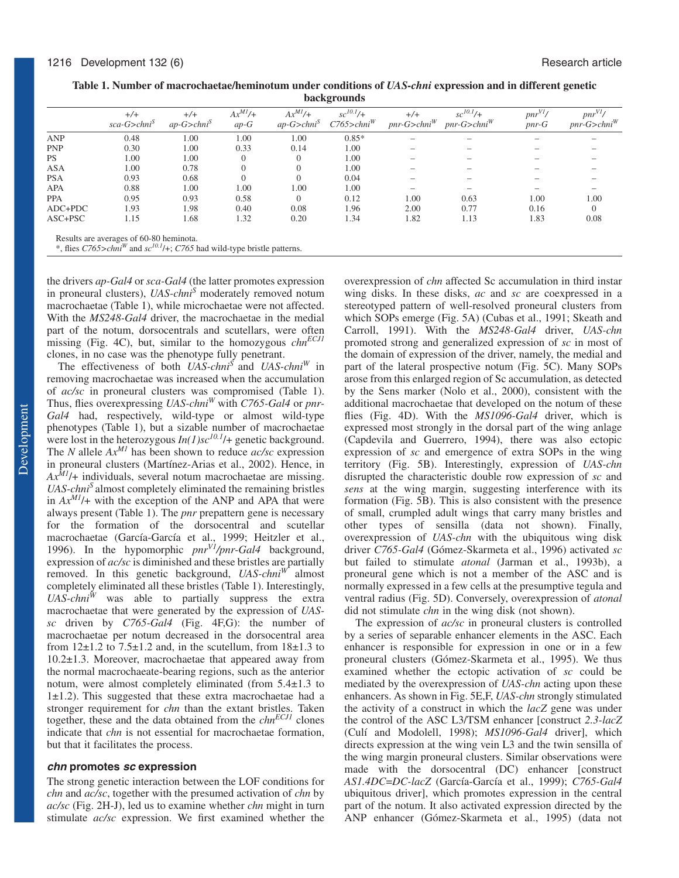**Table 1. Number of macrochaetae/heminotum under conditions of *UAS-chni* expression and in different genetic backgrounds**

| | +/+ $sca\text{-}G>chni^S$ | +/+ $ap\text{-}G>chni^S$ | $Ax^{M1}$/+ $ap\text{-}G$ | $Ax^{M1}$/+ $ap\text{-}G>chni^S$ | $sc^{10.1}$/+ $C765>chni^W$ | +/+ $pnr\text{-}G>chni^W$ | $sc^{10.1}$/+ $pnr\text{-}G>chni^W$ | $pnr^{V1}$/ $pnr\text{-}G$ | $pnr^{V1}$/ $pnr\text{-}G>chni^W$ |
|---|---|---|---|---|---|---|---|---|---|
| ANP | 0.48 | 1.00 | 1.00 | 1.00 | 0.85* | – | – | – | – |
| PNP | 0.30 | 1.00 | 0.33 | 0.14 | 1.00 | – | – | – | – |
| PS | 1.00 | 1.00 | 0 | 0 | 1.00 | – | – | – | – |
| ASA | 1.00 | 0.78 | 0 | 0 | 1.00 | – | – | – | – |
| PSA | 0.93 | 0.68 | 0 | 0 | 0.04 | – | – | – | – |
| APA | 0.88 | 1.00 | 1.00 | 1.00 | 1.00 | – | – | – | – |
| PPA | 0.95 | 0.93 | 0.58 | 0 | 0.12 | 1.00 | 0.63 | 1.00 | 1.00 |
| ADC+PDC | 1.93 | 1.98 | 0.40 | 0.08 | 1.96 | 2.00 | 0.77 | 0.16 | 0 |
| ASC+PSC | 1.15 | 1.68 | 1.32 | 0.20 | 1.34 | 1.82 | 1.13 | 1.83 | 0.08 |

Results are averages of 60-80 heminota.
*, flies $C765>chni^W$ and $sc^{10.1}$/+; *C765* had wild-type bristle patterns.

the drivers *ap-Gal4* or *sca-Gal4* (the latter promotes expression in proneural clusters), $UAS\text{-}chni^S$ moderately removed notum macrochaetae (Table 1), while microchaetae were not affected. With the *MS248-Gal4* driver, the macrochaetae in the medial part of the notum, dorsocentrals and scutellars, were often missing (Fig. 4C), but, similar to the homozygous $chn^{ECJ1}$ clones, in no case was the phenotype fully penetrant.

The effectiveness of both $UAS\text{-}chni^S$ and $UAS\text{-}chni^W$ in removing macrochaetae was increased when the accumulation of *ac/sc* in proneural clusters was compromised (Table 1). Thus, flies overexpressing $UAS\text{-}chni^W$ with *C765-Gal4* or *pnr-Gal4* had, respectively, wild-type or almost wild-type phenotypes (Table 1), but a sizable number of macrochaetae were lost in the heterozygous $In(1)sc^{10.1}$/+ genetic background. The *N* allele $Ax^{M1}$ has been shown to reduce *ac/sc* expression in proneural clusters (Martínez-Arias et al., 2002). Hence, in $Ax^{M1}$/+ individuals, several notum macrochaetae are missing. $UAS\text{-}chni^S$ almost completely eliminated the remaining bristles in $Ax^{M1}$/+ with the exception of the ANP and APA that were always present (Table 1). The *pnr* prepattern gene is necessary for the formation of the dorsocentral and scutellar macrochaetae (García-García et al., 1999; Heitzler et al., 1996). In the hypomorphic $pnr^{V1}/pnr\text{-}Gal4$ background, expression of *ac/sc* is diminished and these bristles are partially removed. In this genetic background, $UAS\text{-}chni^W$ almost completely eliminated all these bristles (Table 1). Interestingly, $UAS\text{-}chni^W$ was able to partially suppress the extra macrochaetae that were generated by the expression of *UAS-sc* driven by *C765-Gal4* (Fig. 4F,G): the number of macrochaetae per notum decreased in the dorsocentral area from 12±1.2 to 7.5±1.2 and, in the scutellum, from 18±1.3 to 10.2±1.3. Moreover, macrochaetae that appeared away from the normal macrochaeate-bearing regions, such as the anterior notum, were almost completely eliminated (from 5.4±1.3 to 1±1.2). This suggested that these extra macrochaetae had a stronger requirement for *chn* than the extant bristles. Taken together, these and the data obtained from the $chn^{ECJ1}$ clones indicate that *chn* is not essential for macrochaetae formation, but that it facilitates the process.

### *chn* promotes *sc* expression

The strong genetic interaction between the LOF conditions for *chn* and *ac/sc*, together with the presumed activation of *chn* by *ac/sc* (Fig. 2H-J), led us to examine whether *chn* might in turn stimulate *ac/sc* expression. We first examined whether the overexpression of *chn* affected Sc accumulation in third instar wing disks. In these disks, *ac* and *sc* are coexpressed in a stereotyped pattern of well-resolved proneural clusters from which SOPs emerge (Fig. 5A) (Cubas et al., 1991; Skeath and Carroll, 1991). With the *MS248-Gal4* driver, *UAS-chn* promoted strong and generalized expression of *sc* in most of the domain of expression of the driver, namely, the medial and part of the lateral prospective notum (Fig. 5C). Many SOPs arose from this enlarged region of Sc accumulation, as detected by the Sens marker (Nolo et al., 2000), consistent with the additional macrochaetae that developed on the notum of these flies (Fig. 4D). With the *MS1096-Gal4* driver, which is expressed most strongly in the dorsal part of the wing anlage (Capdevila and Guerrero, 1994), there was also ectopic expression of *sc* and emergence of extra SOPs in the wing territory (Fig. 5B). Interestingly, expression of *UAS-chn* disrupted the characteristic double row expression of *sc* and *sens* at the wing margin, suggesting interference with its formation (Fig. 5B). This is also consistent with the presence of small, crumpled adult wings that carry many bristles and other types of sensilla (data not shown). Finally, overexpression of *UAS-chn* with the ubiquitous wing disk driver *C765-Gal4* (Gómez-Skarmeta et al., 1996) activated *sc* but failed to stimulate *atonal* (Jarman et al., 1993b), a proneural gene which is not a member of the ASC and is normally expressed in a few cells at the presumptive tegula and ventral radius (Fig. 5D). Conversely, overexpression of *atonal* did not stimulate *chn* in the wing disk (not shown).

The expression of *ac/sc* in proneural clusters is controlled by a series of separable enhancer elements in the ASC. Each enhancer is responsible for expression in one or in a few proneural clusters (Gómez-Skarmeta et al., 1995). We thus examined whether the ectopic activation of *sc* could be mediated by the overexpression of *UAS-chn* acting upon these enhancers. As shown in Fig. 5E,F, *UAS-chn* strongly stimulated the activity of a construct in which the *lacZ* gene was under the control of the ASC L3/TSM enhancer [construct *2.3-lacZ* (Culí and Modolell, 1998); *MS1096-Gal4* driver], which directs expression at the wing vein L3 and the twin sensilla of the wing margin proneural clusters. Similar observations were made with the dorsocentral (DC) enhancer [construct *AS1.4DC=DC-lacZ* (García-García et al., 1999); *C765-Gal4* ubiquitous driver], which promotes expression in the central part of the notum. It also activated expression directed by the ANP enhancer (Gómez-Skarmeta et al., 1995) (data not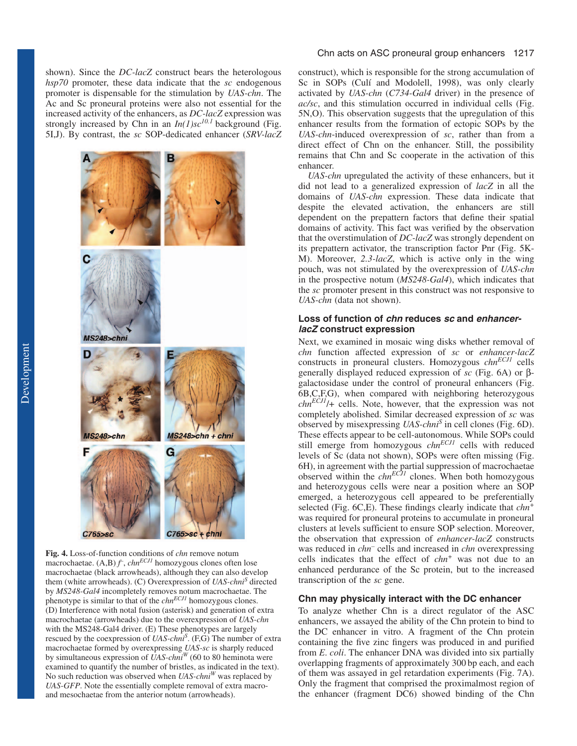shown). Since the *DC-lacZ* construct bears the heterologous *hsp70* promoter, these data indicate that the *sc* endogenous promoter is dispensable for the stimulation by *UAS-chn*. The Ac and Sc proneural proteins were also not essential for the increased activity of the enhancers, as *DC-lacZ* expression was strongly increased by Chn in an $In(1)sc^{10.1}$ background (Fig. 5I,J). By contrast, the *sc* SOP-dedicated enhancer (*SRV-lacZ* construct), which is responsible for the strong accumulation of Sc in SOPs (Culí and Modolell, 1998), was only clearly activated by *UAS-chn* (*C734-Gal4* driver) in the presence of *ac/sc*, and this stimulation occurred in individual cells (Fig. 5N,O). This observation suggests that the upregulation of this enhancer results from the formation of ectopic SOPs by the *UAS-chn*-induced overexpression of *sc*, rather than from a direct effect of Chn on the enhancer. Still, the possibility remains that Chn and Sc cooperate in the activation of this enhancer.

*UAS-chn* upregulated the activity of these enhancers, but it did not lead to a generalized expression of *lacZ* in all the domains of *UAS-chn* expression. These data indicate that despite the elevated activation, the enhancers are still dependent on the prepattern factors that define their spatial domains of activity. This fact was verified by the observation that the overstimulation of *DC-lacZ* was strongly dependent on its prepattern activator, the transcription factor Pnr (Fig. 5K-M). Moreover, *2.3-lacZ*, which is active only in the wing pouch, was not stimulated by the overexpression of *UAS-chn* in the prospective notum (*MS248-Gal4*), which indicates that the *sc* promoter present in this construct was not responsive to *UAS-chn* (data not shown).

Fig. 4. Loss-of-function conditions of *chn* remove notum macrochaetae. (A,B) $f^-$, $chn^{ECJ1}$ homozygous clones often lose macrochaetae (black arrowheads), although they can also develop them (white arrowheads). (C) Overexpression of $UAS\text{-}chni^S$ directed by *MS248-Gal4* incompletely removes notum macrochaetae. The phenotype is similar to that of the $chn^{ECJ1}$ homozygous clones. (D) Interference with notal fusion (asterisk) and generation of extra macrochaetae (arrowheads) due to the overexpression of *UAS-chn* with the MS248-Gal4 driver. (E) These phenotypes are largely rescued by the coexpression of $UAS\text{-}chni^S$. (F,G) The number of extra macrochaetae formed by overexpressing *UAS-sc* is sharply reduced by simultaneous expression of $UAS\text{-}chni^W$ (60 to 80 heminota were examined to quantify the number of bristles, as indicated in the text). No such reduction was observed when $UAS\text{-}chni^W$ was replaced by *UAS-GFP*. Note the essentially complete removal of extra macro- and mesochaetae from the anterior notum (arrowheads).

## Loss of function of *chn* reduces *sc* and *enhancer-lacZ* construct expression

Next, we examined in mosaic wing disks whether removal of *chn* function affected expression of *sc* or *enhancer-lacZ* constructs in proneural clusters. Homozygous $chn^{ECJ1}$ cells generally displayed reduced expression of *sc* (Fig. 6A) or β-galactosidase under the control of proneural enhancers (Fig. 6B,C,F,G), when compared with neighboring heterozygous $chn^{ECJ1}$/+ cells. Note, however, that the expression was not completely abolished. Similar decreased expression of *sc* was observed by misexpressing $UAS\text{-}chni^S$ in cell clones (Fig. 6D). These effects appear to be cell-autonomous. While SOPs could still emerge from homozygous $chn^{ECJ1}$ cells with reduced levels of Sc (data not shown), SOPs were often missing (Fig. 6H), in agreement with the partial suppression of macrochaetae observed within the $chn^{ECJ1}$ clones. When both homozygous and heterozygous cells were near a position where an SOP emerged, a heterozygous cell appeared to be preferentially selected (Fig. 6C,E). These findings clearly indicate that $chn^+$ was required for proneural proteins to accumulate in proneural clusters at levels sufficient to ensure SOP selection. Moreover, the observation that expression of *enhancer-lacZ* constructs was reduced in $chn^-$ cells and increased in *chn* overexpressing cells indicates that the effect of $chn^+$ was not due to an enhanced perdurance of the Sc protein, but to the increased transcription of the *sc* gene.

## Chn may physically interact with the DC enhancer

To analyze whether Chn is a direct regulator of the ASC enhancers, we assayed the ability of the Chn protein to bind to the DC enhancer in vitro. A fragment of the Chn protein containing the five zinc fingers was produced in and purified from *E. coli*. The enhancer DNA was divided into six partially overlapping fragments of approximately 300 bp each, and each of them was assayed in gel retardation experiments (Fig. 7A). Only the fragment that comprised the proximalmost region of the enhancer (fragment DC6) showed binding of the Chn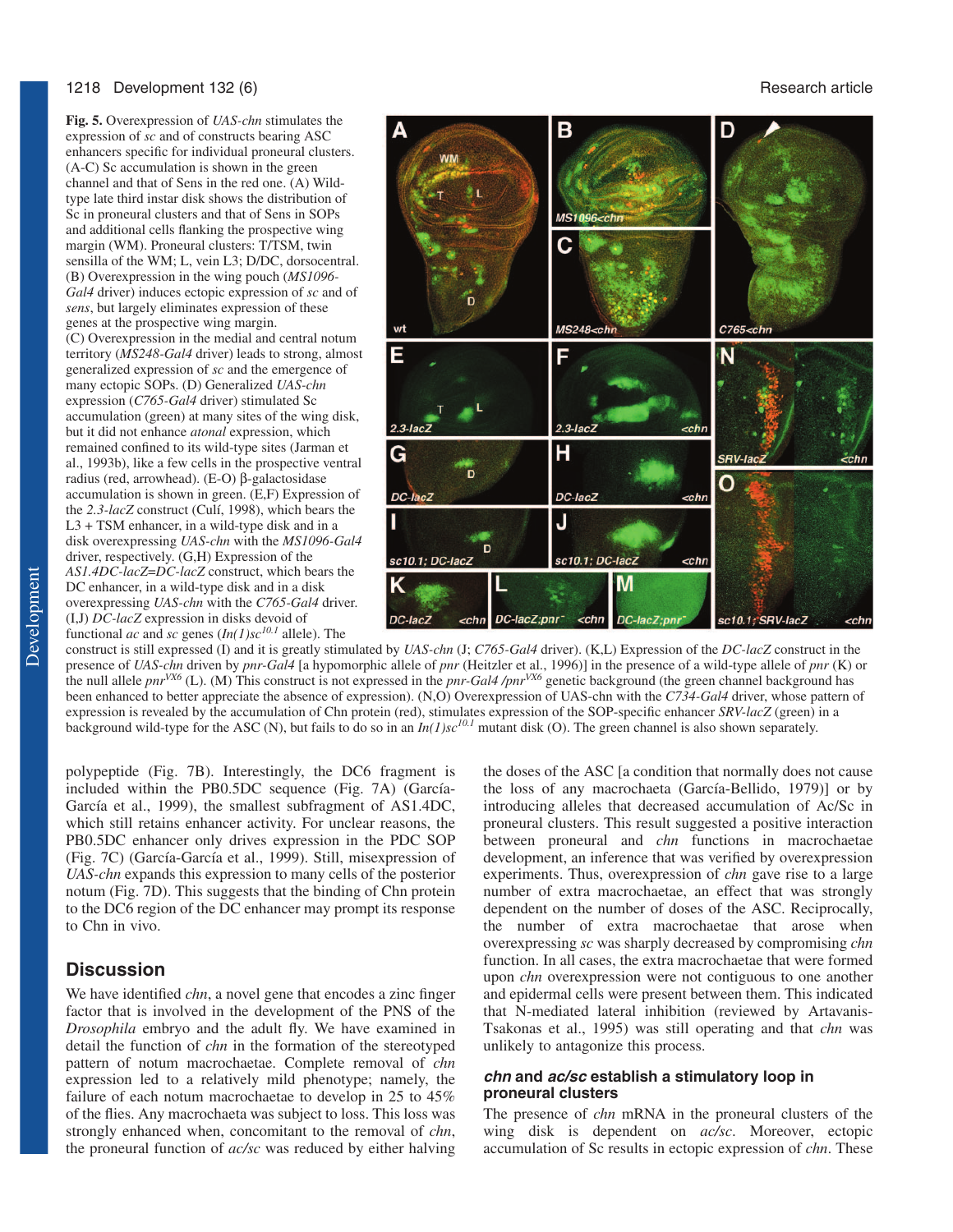**Fig. 5.** Overexpression of *UAS-chn* stimulates the expression of *sc* and of constructs bearing ASC enhancers specific for individual proneural clusters. (A-C) Sc accumulation is shown in the green channel and that of Sens in the red one. (A) Wild-type late third instar disk shows the distribution of Sc in proneural clusters and that of Sens in SOPs and additional cells flanking the prospective wing margin (WM). Proneural clusters: T/TSM, twin sensilla of the WM; L, vein L3; D/DC, dorsocentral. (B) Overexpression in the wing pouch (*MS1096-Gal4* driver) induces ectopic expression of *sc* and of *sens*, but largely eliminates expression of these genes at the prospective wing margin. (C) Overexpression in the medial and central notum territory (*MS248-Gal4* driver) leads to strong, almost generalized expression of *sc* and the emergence of many ectopic SOPs. (D) Generalized *UAS-chn* expression (*C765-Gal4* driver) stimulated Sc accumulation (green) at many sites of the wing disk, but it did not enhance *atonal* expression, which remained confined to its wild-type sites (Jarman et al., 1993b), like a few cells in the prospective ventral radius (red, arrowhead). (E-O) β-galactosidase accumulation is shown in green. (E,F) Expression of the *2.3-lacZ* construct (Culí, 1998), which bears the L3 + TSM enhancer, in a wild-type disk and in a disk overexpressing *UAS-chn* with the *MS1096-Gal4* driver, respectively. (G,H) Expression of the *AS1.4DC-lacZ=DC-lacZ* construct, which bears the DC enhancer, in a wild-type disk and in a disk overexpressing *UAS-chn* with the *C765-Gal4* driver. (I,J) *DC-lacZ* expression in disks devoid of functional *ac* and *sc* genes (*In(1)sc$^{10.1}$* allele). The construct is still expressed (I) and it is greatly stimulated by *UAS-chn* (J; *C765-Gal4* driver). (K,L) Expression of the *DC-lacZ* construct in the presence of *UAS-chn* driven by *pnr-Gal4* [a hypomorphic allele of *pnr* (Heitzler et al., 1996)] in the presence of a wild-type allele of *pnr* (K) or the null allele *pnr$^{VX6}$* (L). (M) This construct is not expressed in the *pnr-Gal4 /pnr$^{VX6}$* genetic background (the green channel background has been enhanced to better appreciate the absence of expression). (N,O) Overexpression of UAS-chn with the *C734-Gal4* driver, whose pattern of expression is revealed by the accumulation of Chn protein (red), stimulates expression of the SOP-specific enhancer *SRV-lacZ* (green) in a background wild-type for the ASC (N), but fails to do so in an *In(1)sc$^{10.1}$* mutant disk (O). The green channel is also shown separately.

polypeptide (Fig. 7B). Interestingly, the DC6 fragment is included within the PB0.5DC sequence (Fig. 7A) (García-García et al., 1999), the smallest subfragment of AS1.4DC, which still retains enhancer activity. For unclear reasons, the PB0.5DC enhancer only drives expression in the PDC SOP (Fig. 7C) (García-García et al., 1999). Still, misexpression of *UAS-chn* expands this expression to many cells of the posterior notum (Fig. 7D). This suggests that the binding of Chn protein to the DC6 region of the DC enhancer may prompt its response to Chn in vivo.

## Discussion

We have identified *chn*, a novel gene that encodes a zinc finger factor that is involved in the development of the PNS of the *Drosophila* embryo and the adult fly. We have examined in detail the function of *chn* in the formation of the stereotyped pattern of notum macrochaetae. Complete removal of *chn* expression led to a relatively mild phenotype; namely, the failure of each notum macrochaetae to develop in 25 to 45% of the flies. Any macrochaeta was subject to loss. This loss was strongly enhanced when, concomitant to the removal of *chn*, the proneural function of *ac/sc* was reduced by either halving the doses of the ASC [a condition that normally does not cause the loss of any macrochaeta (García-Bellido, 1979)] or by introducing alleles that decreased accumulation of Ac/Sc in proneural clusters. This result suggested a positive interaction between proneural and *chn* functions in macrochaetae development, an inference that was verified by overexpression experiments. Thus, overexpression of *chn* gave rise to a large number of extra macrochaetae, an effect that was strongly dependent on the number of doses of the ASC. Reciprocally, the number of extra macrochaetae that arose when overexpressing *sc* was sharply decreased by compromising *chn* function. In all cases, the extra macrochaetae that were formed upon *chn* overexpression were not contiguous to one another and epidermal cells were present between them. This indicated that N-mediated lateral inhibition (reviewed by Artavanis-Tsakonas et al., 1995) was still operating and that *chn* was unlikely to antagonize this process.

### *chn* and *ac/sc* establish a stimulatory loop in proneural clusters

The presence of *chn* mRNA in the proneural clusters of the wing disk is dependent on *ac/sc*. Moreover, ectopic accumulation of Sc results in ectopic expression of *chn*. These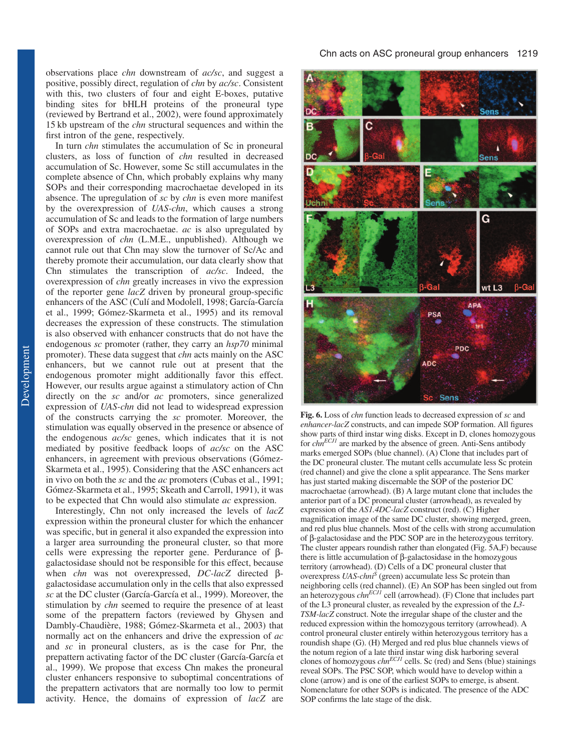observations place *chn* downstream of *ac/sc*, and suggest a positive, possibly direct, regulation of *chn* by *ac/sc*. Consistent with this, two clusters of four and eight E-boxes, putative binding sites for bHLH proteins of the proneural type (reviewed by Bertrand et al., 2002), were found approximately 15 kb upstream of the *chn* structural sequences and within the first intron of the gene, respectively.

In turn *chn* stimulates the accumulation of Sc in proneural clusters, as loss of function of *chn* resulted in decreased accumulation of Sc. However, some Sc still accumulates in the complete absence of Chn, which probably explains why many SOPs and their corresponding macrochaetae developed in its absence. The upregulation of *sc* by *chn* is even more manifest by the overexpression of *UAS-chn*, which causes a strong accumulation of Sc and leads to the formation of large numbers of SOPs and extra macrochaetae. *ac* is also upregulated by overexpression of *chn* (L.M.E., unpublished). Although we cannot rule out that Chn may slow the turnover of Sc/Ac and thereby promote their accumulation, our data clearly show that Chn stimulates the transcription of *ac/sc*. Indeed, the overexpression of *chn* greatly increases in vivo the expression of the reporter gene *lacZ* driven by proneural group-specific enhancers of the ASC (Culí and Modolell, 1998; García-García et al., 1999; Gómez-Skarmeta et al., 1995) and its removal decreases the expression of these constructs. The stimulation is also observed with enhancer constructs that do not have the endogenous *sc* promoter (rather, they carry an *hsp70* minimal promoter). These data suggest that *chn* acts mainly on the ASC enhancers, but we cannot rule out at present that the endogenous promoter might additionally favor this effect. However, our results argue against a stimulatory action of Chn directly on the *sc* and/or *ac* promoters, since generalized expression of *UAS-chn* did not lead to widespread expression of the constructs carrying the *sc* promoter. Moreover, the stimulation was equally observed in the presence or absence of the endogenous *ac/sc* genes, which indicates that it is not mediated by positive feedback loops of *ac/sc* on the ASC enhancers, in agreement with previous observations (Gómez-Skarmeta et al., 1995). Considering that the ASC enhancers act in vivo on both the *sc* and the *ac* promoters (Cubas et al., 1991; Gómez-Skarmeta et al., 1995; Skeath and Carroll, 1991), it was to be expected that Chn would also stimulate *ac* expression.

Interestingly, Chn not only increased the levels of *lacZ* expression within the proneural cluster for which the enhancer was specific, but in general it also expanded the expression into a larger area surrounding the proneural cluster, so that more cells were expressing the reporter gene. Perdurance of β-galactosidase should not be responsible for this effect, because when *chn* was not overexpressed, *DC-lacZ* directed β-galactosidase accumulation only in the cells that also expressed *sc* at the DC cluster (García-García et al., 1999). Moreover, the stimulation by *chn* seemed to require the presence of at least some of the prepattern factors (reviewed by Ghysen and Dambly-Chaudière, 1988; Gómez-Skarmeta et al., 2003) that normally act on the enhancers and drive the expression of *ac* and *sc* in proneural clusters, as is the case for Pnr, the prepattern activating factor of the DC cluster (García-García et al., 1999). We propose that excess Chn makes the proneural cluster enhancers responsive to suboptimal concentrations of the prepattern activators that are normally too low to permit activity. Hence, the domains of expression of *lacZ* are

**Fig. 6.** Loss of *chn* function leads to decreased expression of *sc* and *enhancer-lacZ* constructs, and can impede SOP formation. All figures show parts of third instar wing disks. Except in D, clones homozygous for $chn^{ECJ1}$ are marked by the absence of green. Anti-Sens antibody marks emerged SOPs (blue channel). (A) Clone that includes part of the DC proneural cluster. The mutant cells accumulate less Sc protein (red channel) and give the clone a split appearance. The Sens marker has just started making discernable the SOP of the posterior DC macrochaetae (arrowhead). (B) A large mutant clone that includes the anterior part of a DC proneural cluster (arrowhead), as revealed by expression of the *AS1.4DC-lacZ* construct (red). (C) Higher magnification image of the same DC cluster, showing merged, green, and red plus blue channels. Most of the cells with strong accumulation of β-galactosidase and the PDC SOP are in the heterozygous territory. The cluster appears roundish rather than elongated (Fig. 5A,F) because there is little accumulation of β-galactosidase in the homozygous territory (arrowhead). (D) Cells of a DC proneural cluster that overexpress $UAS\text{-}chni^{S}$ (green) accumulate less Sc protein than neighboring cells (red channel). (E) An SOP has been singled out from an heterozygous $chn^{ECJ1}$ cell (arrowhead). (F) Clone that includes part of the L3 proneural cluster, as revealed by the expression of the *L3-TSM-lacZ* construct. Note the irregular shape of the cluster and the reduced expression within the homozygous territory (arrowhead). A control proneural cluster entirely within heterozygous territory has a roundish shape (G). (H) Merged and red plus blue channels views of the notum region of a late third instar wing disk harboring several clones of homozygous $chn^{ECJ1}$ cells. Sc (red) and Sens (blue) stainings reveal SOPs. The PSC SOP, which would have to develop within a clone (arrow) and is one of the earliest SOPs to emerge, is absent. Nomenclature for other SOPs is indicated. The presence of the ADC SOP confirms the late stage of the disk.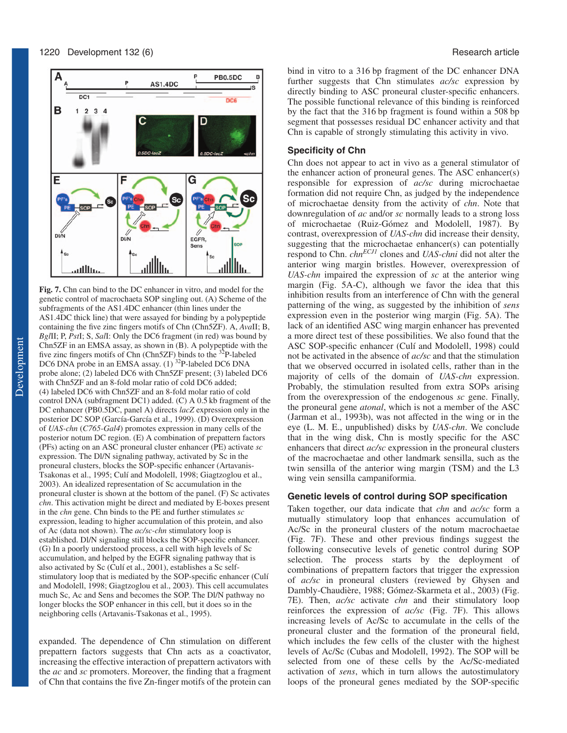**Fig. 7.** Chn can bind to the DC enhancer in vitro, and model for the genetic control of macrochaeta SOP singling out. (A) Scheme of the subfragments of the AS1.4DC enhancer (thin lines under the AS1.4DC thick line) that were assayed for binding by a polypeptide containing the five zinc fingers motifs of Chn (Chn5ZF). A, *Ava*II; B, *Bgl*II; P, *Pst*I; S, *Sal*I: Only the DC6 fragment (in red) was bound by Chn5ZF in an EMSA assay, as shown in (B). A polypeptide with the five zinc fingers motifs of Chn (Chn5ZF) binds to the $^{32}$P-labeled DC6 DNA probe in an EMSA assay. (1) $^{32}$P-labeled DC6 DNA probe alone; (2) labeled DC6 with Chn5ZF present; (3) labeled DC6 with Chn5ZF and an 8-fold molar ratio of cold DC6 added; (4) labeled DC6 with Chn5ZF and an 8-fold molar ratio of cold control DNA (subfragment DC1) added. (C) A 0.5 kb fragment of the DC enhancer (PB0.5DC, panel A) directs *lacZ* expression only in the posterior DC SOP (García-García et al., 1999). (D) Overexpression of *UAS-chn* (*C765-Gal4*) promotes expression in many cells of the posterior notum DC region. (E) A combination of prepattern factors (PFs) acting on an ASC proneural cluster enhancer (PE) activate *sc* expression. The Dl/N signaling pathway, activated by Sc in the proneural clusters, blocks the SOP-specific enhancer (Artavanis-Tsakonas et al., 1995; Culí and Modolell, 1998; Giagtzoglou et al., 2003). An idealized representation of Sc accumulation in the proneural cluster is shown at the bottom of the panel. (F) Sc activates *chn*. This activation might be direct and mediated by E-boxes present in the *chn* gene. Chn binds to the PE and further stimulates *sc* expression, leading to higher accumulation of this protein, and also of Ac (data not shown). The *ac/sc-chn* stimulatory loop is established. Dl/N signaling still blocks the SOP-specific enhancer. (G) In a poorly understood process, a cell with high levels of Sc accumulation, and helped by the EGFR signaling pathway that is also activated by Sc (Culí et al., 2001), establishes a Sc self-stimulatory loop that is mediated by the SOP-specific enhancer (Culí and Modolell, 1998; Giagtzoglou et al., 2003). This cell accumulates much Sc, Ac and Sens and becomes the SOP. The Dl/N pathway no longer blocks the SOP enhancer in this cell, but it does so in the neighboring cells (Artavanis-Tsakonas et al., 1995).

expanded. The dependence of Chn stimulation on different prepattern factors suggests that Chn acts as a coactivator, increasing the effective interaction of prepattern activators with the *ac* and *sc* promoters. Moreover, the finding that a fragment of Chn that contains the five Zn-finger motifs of the protein can bind in vitro to a 316 bp fragment of the DC enhancer DNA further suggests that Chn stimulates *ac/sc* expression by directly binding to ASC proneural cluster-specific enhancers. The possible functional relevance of this binding is reinforced by the fact that the 316 bp fragment is found within a 508 bp segment that possesses residual DC enhancer activity and that Chn is capable of strongly stimulating this activity in vivo.

### Specificity of Chn

Chn does not appear to act in vivo as a general stimulator of the enhancer action of proneural genes. The ASC enhancer(s) responsible for expression of *ac/sc* during microchaetae formation did not require Chn, as judged by the independence of microchaetae density from the activity of *chn*. Note that downregulation of *ac* and/or *sc* normally leads to a strong loss of microchaetae (Ruiz-Gómez and Modolell, 1987). By contrast, overexpression of *UAS-chn* did increase their density, suggesting that the microchaetae enhancer(s) can potentially respond to Chn. *chn*$^{ECJ1}$ clones and *UAS-chni* did not alter the anterior wing margin bristles. However, overexpression of *UAS-chn* impaired the expression of *sc* at the anterior wing margin (Fig. 5A-C), although we favor the idea that this inhibition results from an interference of Chn with the general patterning of the wing, as suggested by the inhibition of *sens* expression even in the posterior wing margin (Fig. 5A). The lack of an identified ASC wing margin enhancer has prevented a more direct test of these possibilities. We also found that the ASC SOP-specific enhancer (Culí and Modolell, 1998) could not be activated in the absence of *ac/sc* and that the stimulation that we observed occurred in isolated cells, rather than in the majority of cells of the domain of *UAS-chn* expression. Probably, the stimulation resulted from extra SOPs arising from the overexpression of the endogenous *sc* gene. Finally, the proneural gene *atonal*, which is not a member of the ASC (Jarman et al., 1993b), was not affected in the wing or in the eye (L. M. E., unpublished) disks by *UAS-chn*. We conclude that in the wing disk, Chn is mostly specific for the ASC enhancers that direct *ac/sc* expression in the proneural clusters of the macrochaetae and other landmark sensilla, such as the twin sensilla of the anterior wing margin (TSM) and the L3 wing vein sensilla campaniformia.

### Genetic levels of control during SOP specification

Taken together, our data indicate that *chn* and *ac/sc* form a mutually stimulatory loop that enhances accumulation of Ac/Sc in the proneural clusters of the notum macrochaetae (Fig. 7F). These and other previous findings suggest the following consecutive levels of genetic control during SOP selection. The process starts by the deployment of combinations of prepattern factors that trigger the expression of *ac/sc* in proneural clusters (reviewed by Ghysen and Dambly-Chaudière, 1988; Gómez-Skarmeta et al., 2003) (Fig. 7E). Then, *ac/sc* activate *chn* and their stimulatory loop reinforces the expression of *ac/sc* (Fig. 7F). This allows increasing levels of Ac/Sc to accumulate in the cells of the proneural cluster and the formation of the proneural field, which includes the few cells of the cluster with the highest levels of Ac/Sc (Cubas and Modolell, 1992). The SOP will be selected from one of these cells by the Ac/Sc-mediated activation of *sens*, which in turn allows the autostimulatory loops of the proneural genes mediated by the SOP-specific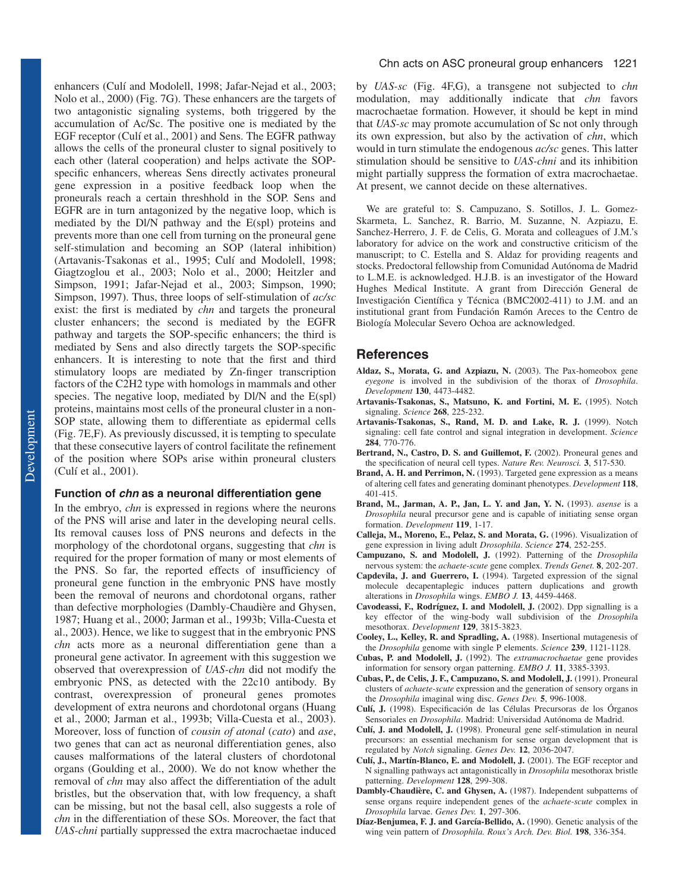enhancers (Culí and Modolell, 1998; Jafar-Nejad et al., 2003; Nolo et al., 2000) (Fig. 7G). These enhancers are the targets of two antagonistic signaling systems, both triggered by the accumulation of Ac/Sc. The positive one is mediated by the EGF receptor (Culí et al., 2001) and Sens. The EGFR pathway allows the cells of the proneural cluster to signal positively to each other (lateral cooperation) and helps activate the SOP-specific enhancers, whereas Sens directly activates proneural gene expression in a positive feedback loop when the proneurals reach a certain threshhold in the SOP. Sens and EGFR are in turn antagonized by the negative loop, which is mediated by the Dl/N pathway and the E(spl) proteins and prevents more than one cell from turning on the proneural gene self-stimulation and becoming an SOP (lateral inhibition) (Artavanis-Tsakonas et al., 1995; Culí and Modolell, 1998; Giagtzoglou et al., 2003; Nolo et al., 2000; Heitzler and Simpson, 1991; Jafar-Nejad et al., 2003; Simpson, 1990; Simpson, 1997). Thus, three loops of self-stimulation of *ac/sc* exist: the first is mediated by *chn* and targets the proneural cluster enhancers; the second is mediated by the EGFR pathway and targets the SOP-specific enhancers; the third is mediated by Sens and also directly targets the SOP-specific enhancers. It is interesting to note that the first and third stimulatory loops are mediated by Zn-finger transcription factors of the C2H2 type with homologs in mammals and other species. The negative loop, mediated by Dl/N and the E(spl) proteins, maintains most cells of the proneural cluster in a non-SOP state, allowing them to differentiate as epidermal cells (Fig. 7E,F). As previously discussed, it is tempting to speculate that these consecutive layers of control facilitate the refinement of the position where SOPs arise within proneural clusters (Culí et al., 2001).

### Function of *chn* as a neuronal differentiation gene

In the embryo, *chn* is expressed in regions where the neurons of the PNS will arise and later in the developing neural cells. Its removal causes loss of PNS neurons and defects in the morphology of the chordotonal organs, suggesting that *chn* is required for the proper formation of many or most elements of the PNS. So far, the reported effects of insufficiency of proneural gene function in the embryonic PNS have mostly been the removal of neurons and chordotonal organs, rather than defective morphologies (Dambly-Chaudière and Ghysen, 1987; Huang et al., 2000; Jarman et al., 1993b; Villa-Cuesta et al., 2003). Hence, we like to suggest that in the embryonic PNS *chn* acts more as a neuronal differentiation gene than a proneural gene activator. In agreement with this suggestion we observed that overexpression of *UAS-chn* did not modify the embryonic PNS, as detected with the 22c10 antibody. By contrast, overexpression of proneural genes promotes development of extra neurons and chordotonal organs (Huang et al., 2000; Jarman et al., 1993b; Villa-Cuesta et al., 2003). Moreover, loss of function of *cousin of atonal* (*cato*) and *ase*, two genes that can act as neuronal differentiation genes, also causes malformations of the lateral clusters of chordotonal organs (Goulding et al., 2000). We do not know whether the removal of *chn* may also affect the differentiation of the adult bristles, but the observation that, with low frequency, a shaft can be missing, but not the basal cell, also suggests a role of *chn* in the differentiation of these SOs. Moreover, the fact that *UAS-chni* partially suppressed the extra macrochaetae induced by *UAS-sc* (Fig. 4F,G), a transgene not subjected to *chn* modulation, may additionally indicate that *chn* favors macrochaetae formation. However, it should be kept in mind that *UAS-sc* may promote accumulation of Sc not only through its own expression, but also by the activation of *chn*, which would in turn stimulate the endogenous *ac/sc* genes. This latter stimulation should be sensitive to *UAS-chni* and its inhibition might partially suppress the formation of extra macrochaetae. At present, we cannot decide on these alternatives.

We are grateful to: S. Campuzano, S. Sotillos, J. L. Gomez-Skarmeta, L. Sanchez, R. Barrio, M. Suzanne, N. Azpiazu, E. Sanchez-Herrero, J. F. de Celis, G. Morata and colleagues of J.M.'s laboratory for advice on the work and constructive criticism of the manuscript; to C. Estella and S. Aldaz for providing reagents and stocks. Predoctoral fellowship from Comunidad Autónoma de Madrid to L.M.E. is acknowledged. H.J.B. is an investigator of the Howard Hughes Medical Institute. A grant from Dirección General de Investigación Científica y Técnica (BMC2002-411) to J.M. and an institutional grant from Fundación Ramón Areces to the Centro de Biología Molecular Severo Ochoa are acknowledged.

## References

**Aldaz, S., Morata, G. and Azpiazu, N.** (2003). The Pax-homeobox gene *eyegone* is involved in the subdivision of the thorax of *Drosophila*. *Development* **130**, 4473-4482.

**Artavanis-Tsakonas, S., Matsuno, K. and Fortini, M. E.** (1995). Notch signaling. *Science* **268**, 225-232.

**Artavanis-Tsakonas, S., Rand, M. D. and Lake, R. J.** (1999). Notch signaling: cell fate control and signal integration in development. *Science* **284**, 770-776.

**Bertrand, N., Castro, D. S. and Guillemot, F.** (2002). Proneural genes and the specification of neural cell types. *Nature Rev. Neurosci.* **3**, 517-530.

**Brand, A. H. and Perrimon, N.** (1993). Targeted gene expression as a means of altering cell fates and generating dominant phenotypes. *Development* **118**, 401-415.

**Brand, M., Jarman, A. P., Jan, L. Y. and Jan, Y. N.** (1993). *asense* is a *Drosophila* neural precursor gene and is capable of initiating sense organ formation. *Development* **119**, 1-17.

**Calleja, M., Moreno, E., Pelaz, S. and Morata, G.** (1996). Visualization of gene expression in living adult *Drosophila*. *Science* **274**, 252-255.

**Campuzano, S. and Modolell, J.** (1992). Patterning of the *Drosophila* nervous system: the *achaete-scute* gene complex. *Trends Genet.* **8**, 202-207.

**Capdevila, J. and Guerrero, I.** (1994). Targeted expression of the signal molecule decapentaplegic induces pattern duplications and growth alterations in *Drosophila* wings. *EMBO J.* **13**, 4459-4468.

**Cavodeassi, F., Rodríguez, I. and Modolell, J.** (2002). Dpp signalling is a key effector of the wing-body wall subdivision of the *Drosophila* mesothorax. *Development* **129**, 3815-3823.

**Cooley, L., Kelley, R. and Spradling, A.** (1988). Insertional mutagenesis of the *Drosophila* genome with single P elements. *Science* **239**, 1121-1128.

**Cubas, P. and Modolell, J.** (1992). The *extramacrochaetae* gene provides information for sensory organ patterning. *EMBO J.* **11**, 3385-3393.

**Cubas, P., de Celis, J. F., Campuzano, S. and Modolell, J.** (1991). Proneural clusters of *achaete-scute* expression and the generation of sensory organs in the *Drosophila* imaginal wing disc. *Genes Dev.* **5**, 996-1008.

**Culí, J.** (1998). Especificación de las Células Precursoras de los Órganos Sensoriales en *Drosophila*. Madrid: Universidad Autónoma de Madrid.

**Culí, J. and Modolell, J.** (1998). Proneural gene self-stimulation in neural precursors: an essential mechanism for sense organ development that is regulated by *Notch* signaling. *Genes Dev.* **12**, 2036-2047.

**Culí, J., Martín-Blanco, E. and Modolell, J.** (2001). The EGF receptor and N signalling pathways act antagonistically in *Drosophila* mesothorax bristle patterning. *Development* **128**, 299-308.

**Dambly-Chaudière, C. and Ghysen, A.** (1987). Independent subpatterns of sense organs require independent genes of the *achaete-scute* complex in *Drosophila* larvae. *Genes Dev.* **1**, 297-306.

**Díaz-Benjumea, F. J. and García-Bellido, A.** (1990). Genetic analysis of the wing vein pattern of *Drosophila*. *Roux's Arch. Dev. Biol.* **198**, 336-354.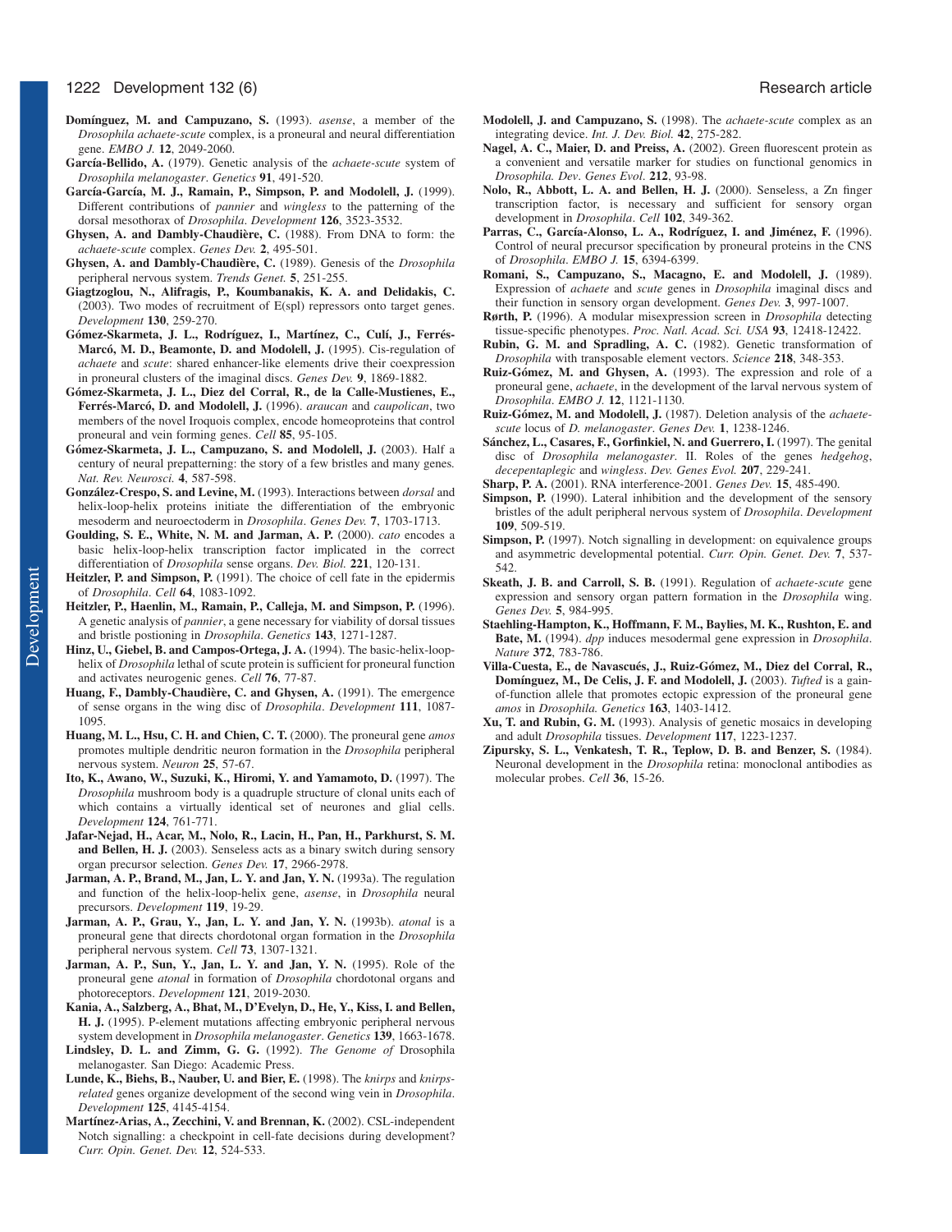**Domínguez, M. and Campuzano, S.** (1993). *asense*, a member of the *Drosophila achaete-scute* complex, is a proneural and neural differentiation gene. *EMBO J.* **12**, 2049-2060.

**García-Bellido, A.** (1979). Genetic analysis of the *achaete-scute* system of *Drosophila melanogaster*. *Genetics* **91**, 491-520.

**García-García, M. J., Ramain, P., Simpson, P. and Modolell, J.** (1999). Different contributions of *pannier* and *wingless* to the patterning of the dorsal mesothorax of *Drosophila*. *Development* **126**, 3523-3532.

**Ghysen, A. and Dambly-Chaudière, C.** (1988). From DNA to form: the *achaete-scute* complex. *Genes Dev.* **2**, 495-501.

**Ghysen, A. and Dambly-Chaudière, C.** (1989). Genesis of the *Drosophila* peripheral nervous system. *Trends Genet.* **5**, 251-255.

**Giagtzoglou, N., Alifragis, P., Koumbanakis, K. A. and Delidakis, C.** (2003). Two modes of recruitment of E(spl) repressors onto target genes. *Development* **130**, 259-270.

**Gómez-Skarmeta, J. L., Rodríguez, I., Martínez, C., Culí, J., Ferrés-Marcó, M. D., Beamonte, D. and Modolell, J.** (1995). Cis-regulation of *achaete* and *scute*: shared enhancer-like elements drive their coexpression in proneural clusters of the imaginal discs. *Genes Dev.* **9**, 1869-1882.

**Gómez-Skarmeta, J. L., Diez del Corral, R., de la Calle-Mustienes, E., Ferrés-Marcó, D. and Modolell, J.** (1996). *araucan* and *caupolican*, two members of the novel Iroquois complex, encode homeoproteins that control proneural and vein forming genes. *Cell* **85**, 95-105.

**Gómez-Skarmeta, J. L., Campuzano, S. and Modolell, J.** (2003). Half a century of neural prepatterning: the story of a few bristles and many genes. *Nat. Rev. Neurosci.* **4**, 587-598.

**González-Crespo, S. and Levine, M.** (1993). Interactions between *dorsal* and helix-loop-helix proteins initiate the differentiation of the embryonic mesoderm and neuroectoderm in *Drosophila*. *Genes Dev.* **7**, 1703-1713.

**Goulding, S. E., White, N. M. and Jarman, A. P.** (2000). *cato* encodes a basic helix-loop-helix transcription factor implicated in the correct differentiation of *Drosophila* sense organs. *Dev. Biol.* **221**, 120-131.

**Heitzler, P. and Simpson, P.** (1991). The choice of cell fate in the epidermis of *Drosophila*. *Cell* **64**, 1083-1092.

**Heitzler, P., Haenlin, M., Ramain, P., Calleja, M. and Simpson, P.** (1996). A genetic analysis of *pannier*, a gene necessary for viability of dorsal tissues and bristle positioning in *Drosophila*. *Genetics* **143**, 1271-1287.

**Hinz, U., Giebel, B. and Campos-Ortega, J. A.** (1994). The basic-helix-loop-helix of *Drosophila* lethal of scute protein is sufficient for proneural function and activates neurogenic genes. *Cell* **76**, 77-87.

**Huang, F., Dambly-Chaudière, C. and Ghysen, A.** (1991). The emergence of sense organs in the wing disc of *Drosophila*. *Development* **111**, 1087-1095.

**Huang, M. L., Hsu, C. H. and Chien, C. T.** (2000). The proneural gene *amos* promotes multiple dendritic neuron formation in the *Drosophila* peripheral nervous system. *Neuron* **25**, 57-67.

**Ito, K., Awano, W., Suzuki, K., Hiromi, Y. and Yamamoto, D.** (1997). The *Drosophila* mushroom body is a quadruple structure of clonal units each of which contains a virtually identical set of neurones and glial cells. *Development* **124**, 761-771.

**Jafar-Nejad, H., Acar, M., Nolo, R., Lacin, H., Pan, H., Parkhurst, S. M. and Bellen, H. J.** (2003). Senseless acts as a binary switch during sensory organ precursor selection. *Genes Dev.* **17**, 2966-2978.

**Jarman, A. P., Brand, M., Jan, L. Y. and Jan, Y. N.** (1993a). The regulation and function of the helix-loop-helix gene, *asense*, in *Drosophila* neural precursors. *Development* **119**, 19-29.

**Jarman, A. P., Grau, Y., Jan, L. Y. and Jan, Y. N.** (1993b). *atonal* is a proneural gene that directs chordotonal organ formation in the *Drosophila* peripheral nervous system. *Cell* **73**, 1307-1321.

**Jarman, A. P., Sun, Y., Jan, L. Y. and Jan, Y. N.** (1995). Role of the proneural gene *atonal* in formation of *Drosophila* chordotonal organs and photoreceptors. *Development* **121**, 2019-2030.

**Kania, A., Salzberg, A., Bhat, M., D'Evelyn, D., He, Y., Kiss, I. and Bellen, H. J.** (1995). P-element mutations affecting embryonic peripheral nervous system development in *Drosophila melanogaster*. *Genetics* **139**, 1663-1678.

**Lindsley, D. L. and Zimm, G. G.** (1992). *The Genome of* Drosophila melanogaster. San Diego: Academic Press.

**Lunde, K., Biehs, B., Nauber, U. and Bier, E.** (1998). The *knirps* and *knirps-related* genes organize development of the second wing vein in *Drosophila*. *Development* **125**, 4145-4154.

**Martínez-Arias, A., Zecchini, V. and Brennan, K.** (2002). CSL-independent Notch signalling: a checkpoint in cell-fate decisions during development? *Curr. Opin. Genet. Dev.* **12**, 524-533.

**Modolell, J. and Campuzano, S.** (1998). The *achaete-scute* complex as an integrating device. *Int. J. Dev. Biol.* **42**, 275-282.

**Nagel, A. C., Maier, D. and Preiss, A.** (2002). Green fluorescent protein as a convenient and versatile marker for studies on functional genomics in *Drosophila*. *Dev*. *Genes Evol*. **212**, 93-98.

**Nolo, R., Abbott, L. A. and Bellen, H. J.** (2000). Senseless, a Zn finger transcription factor, is necessary and sufficient for sensory organ development in *Drosophila*. *Cell* **102**, 349-362.

**Parras, C., García-Alonso, L. A., Rodríguez, I. and Jiménez, F.** (1996). Control of neural precursor specification by proneural proteins in the CNS of *Drosophila*. *EMBO J.* **15**, 6394-6399.

**Romani, S., Campuzano, S., Macagno, E. and Modolell, J.** (1989). Expression of *achaete* and *scute* genes in *Drosophila* imaginal discs and their function in sensory organ development. *Genes Dev.* **3**, 997-1007.

**Rørth, P.** (1996). A modular misexpression screen in *Drosophila* detecting tissue-specific phenotypes. *Proc. Natl. Acad. Sci. USA* **93**, 12418-12422.

**Rubin, G. M. and Spradling, A. C.** (1982). Genetic transformation of *Drosophila* with transposable element vectors. *Science* **218**, 348-353.

**Ruiz-Gómez, M. and Ghysen, A.** (1993). The expression and role of a proneural gene, *achaete*, in the development of the larval nervous system of *Drosophila*. *EMBO J.* **12**, 1121-1130.

**Ruiz-Gómez, M. and Modolell, J.** (1987). Deletion analysis of the *achaete-scute* locus of *D. melanogaster*. *Genes Dev.* **1**, 1238-1246.

**Sánchez, L., Casares, F., Gorfinkiel, N. and Guerrero, I.** (1997). The genital disc of *Drosophila melanogaster*. II. Roles of the genes *hedgehog*, *decapentaplegic* and *wingless*. *Dev. Genes Evol.* **207**, 229-241.

**Sharp, P. A.** (2001). RNA interference-2001. *Genes Dev.* **15**, 485-490.

**Simpson, P.** (1990). Lateral inhibition and the development of the sensory bristles of the adult peripheral nervous system of *Drosophila*. *Development* **109**, 509-519.

**Simpson, P.** (1997). Notch signalling in development: on equivalence groups and asymmetric developmental potential. *Curr. Opin. Genet. Dev.* **7**, 537-542.

**Skeath, J. B. and Carroll, S. B.** (1991). Regulation of *achaete-scute* gene expression and sensory organ pattern formation in the *Drosophila* wing. *Genes Dev.* **5**, 984-995.

**Staehling-Hampton, K., Hoffmann, F. M., Baylies, M. K., Rushton, E. and Bate, M.** (1994). *dpp* induces mesodermal gene expression in *Drosophila*. *Nature* **372**, 783-786.

**Villa-Cuesta, E., de Navascués, J., Ruiz-Gómez, M., Diez del Corral, R., Domínguez, M., De Celis, J. F. and Modolell, J.** (2003). *Tufted* is a gain-of-function allele that promotes ectopic expression of the proneural gene *amos* in *Drosophila*. *Genetics* **163**, 1403-1412.

**Xu, T. and Rubin, G. M.** (1993). Analysis of genetic mosaics in developing and adult *Drosophila* tissues. *Development* **117**, 1223-1237.

**Zipursky, S. L., Venkatesh, T. R., Teplow, D. B. and Benzer, S.** (1984). Neuronal development in the *Drosophila* retina: monoclonal antibodies as molecular probes. *Cell* **36**, 15-26.